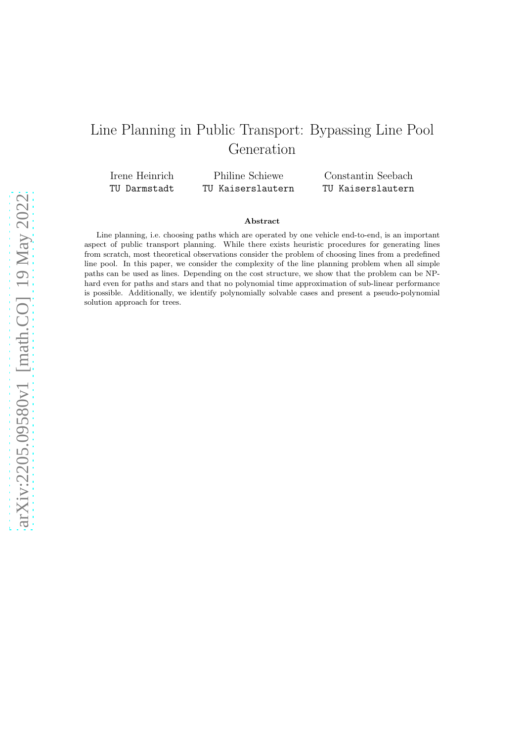# Line Planning in Public Transport: Bypassing Line Pool Generation

Irene Heinrich — TU Darmstadt

Philine Schiewe — TU Kaiserslautern

Constantin Seebach — TU Kaiserslautern

### Abstract

Line planning, i.e. choosing paths which are operated by one vehicle end-to-end, is an important aspect of public transport planning. While there exists heuristic procedures for generating lines from scratch, most theoretical observations consider the problem of choosing lines from a predefined line pool. In this paper, we consider the complexity of the line planning problem when all simple paths can be used as lines. Depending on the cost structure, we show that the problem can be NP-hard even for paths and stars and that no polynomial time approximation of sub-linear performance is possible. Additionally, we identify polynomially solvable cases and present a pseudo-polynomial solution approach for trees.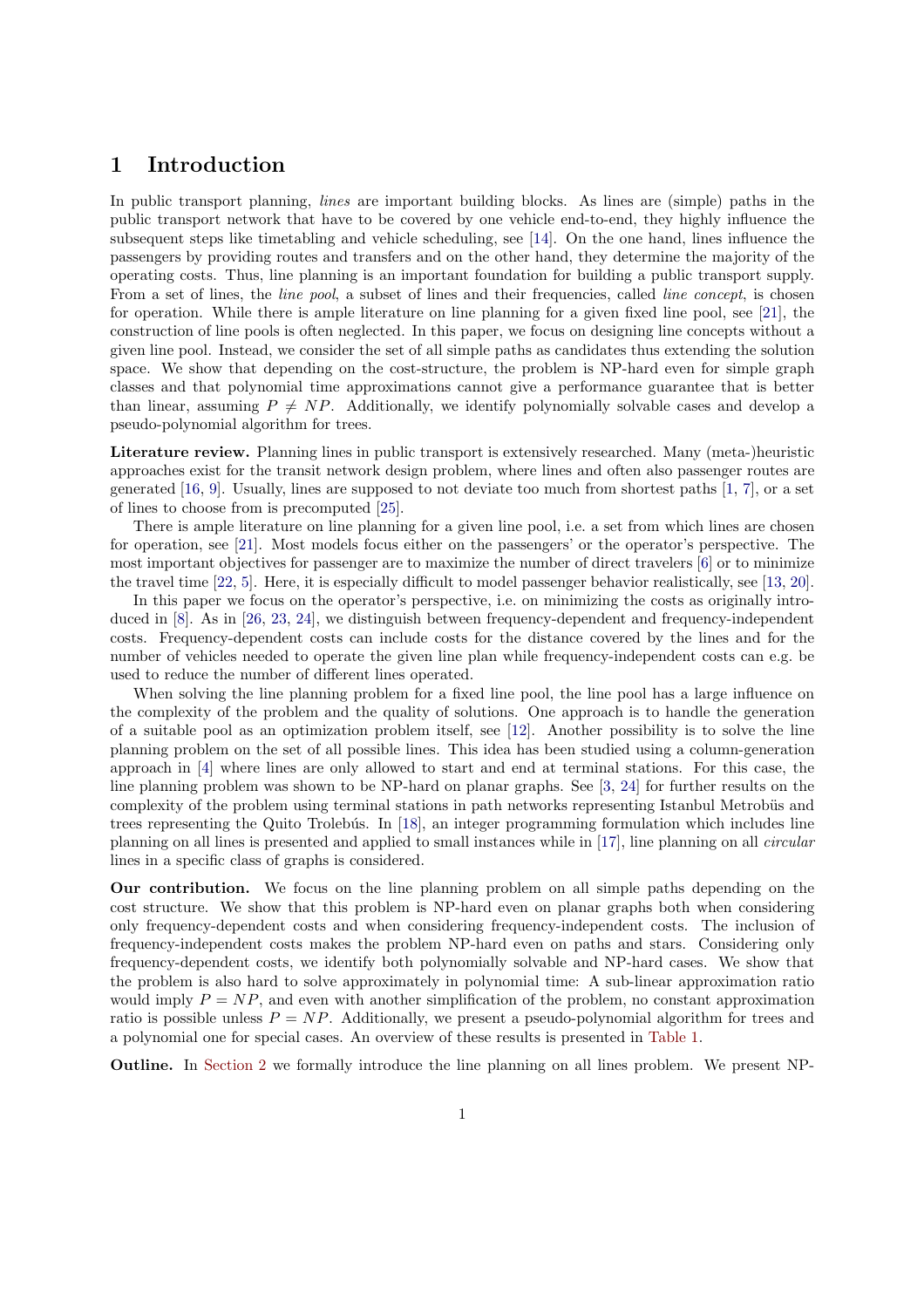# 1 Introduction

In public transport planning, *lines* are important building blocks. As lines are (simple) paths in the public transport network that have to be covered by one vehicle end-to-end, they highly influence the subsequent steps like timetabling and vehicle scheduling, see [14]. On the one hand, lines influence the passengers by providing routes and transfers and on the other hand, they determine the majority of the operating costs. Thus, line planning is an important foundation for building a public transport supply. From a set of lines, the *line pool*, a subset of lines and their frequencies, called *line concept*, is chosen for operation. While there is ample literature on line planning for a given fixed line pool, see [21], the construction of line pools is often neglected. In this paper, we focus on designing line concepts without a given line pool. Instead, we consider the set of all simple paths as candidates thus extending the solution space. We show that depending on the cost-structure, the problem is NP-hard even for simple graph classes and that polynomial time approximations cannot give a performance guarantee that is better than linear, assuming $P \neq NP$. Additionally, we identify polynomially solvable cases and develop a pseudo-polynomial algorithm for trees.

**Literature review.** Planning lines in public transport is extensively researched. Many (meta-)heuristic approaches exist for the transit network design problem, where lines and often also passenger routes are generated [16, 9]. Usually, lines are supposed to not deviate too much from shortest paths [1, 7], or a set of lines to choose from is precomputed [25].

There is ample literature on line planning for a given line pool, i.e. a set from which lines are chosen for operation, see [21]. Most models focus either on the passengers' or the operator's perspective. The most important objectives for passenger are to maximize the number of direct travelers [6] or to minimize the travel time [22, 5]. Here, it is especially difficult to model passenger behavior realistically, see [13, 20].

In this paper we focus on the operator's perspective, i.e. on minimizing the costs as originally introduced in [8]. As in [26, 23, 24], we distinguish between frequency-dependent and frequency-independent costs. Frequency-dependent costs can include costs for the distance covered by the lines and for the number of vehicles needed to operate the given line plan while frequency-independent costs can e.g. be used to reduce the number of different lines operated.

When solving the line planning problem for a fixed line pool, the line pool has a large influence on the complexity of the problem and the quality of solutions. One approach is to handle the generation of a suitable pool as an optimization problem itself, see [12]. Another possibility is to solve the line planning problem on the set of all possible lines. This idea has been studied using a column-generation approach in [4] where lines are only allowed to start and end at terminal stations. For this case, the line planning problem was shown to be NP-hard on planar graphs. See [3, 24] for further results on the complexity of the problem using terminal stations in path networks representing Istanbul Metrobüs and trees representing the Quito Trolebús. In [18], an integer programming formulation which includes line planning on all lines is presented and applied to small instances while in [17], line planning on all *circular* lines in a specific class of graphs is considered.

**Our contribution.** We focus on the line planning problem on all simple paths depending on the cost structure. We show that this problem is NP-hard even on planar graphs both when considering only frequency-dependent costs and when considering frequency-independent costs. The inclusion of frequency-independent costs makes the problem NP-hard even on paths and stars. Considering only frequency-dependent costs, we identify both polynomially solvable and NP-hard cases. We show that the problem is also hard to solve approximately in polynomial time: A sub-linear approximation ratio would imply $P = NP$, and even with another simplification of the problem, no constant approximation ratio is possible unless $P = NP$. Additionally, we present a pseudo-polynomial algorithm for trees and a polynomial one for special cases. An overview of these results is presented in Table 1.

**Outline.** In Section 2 we formally introduce the line planning on all lines problem. We present NP-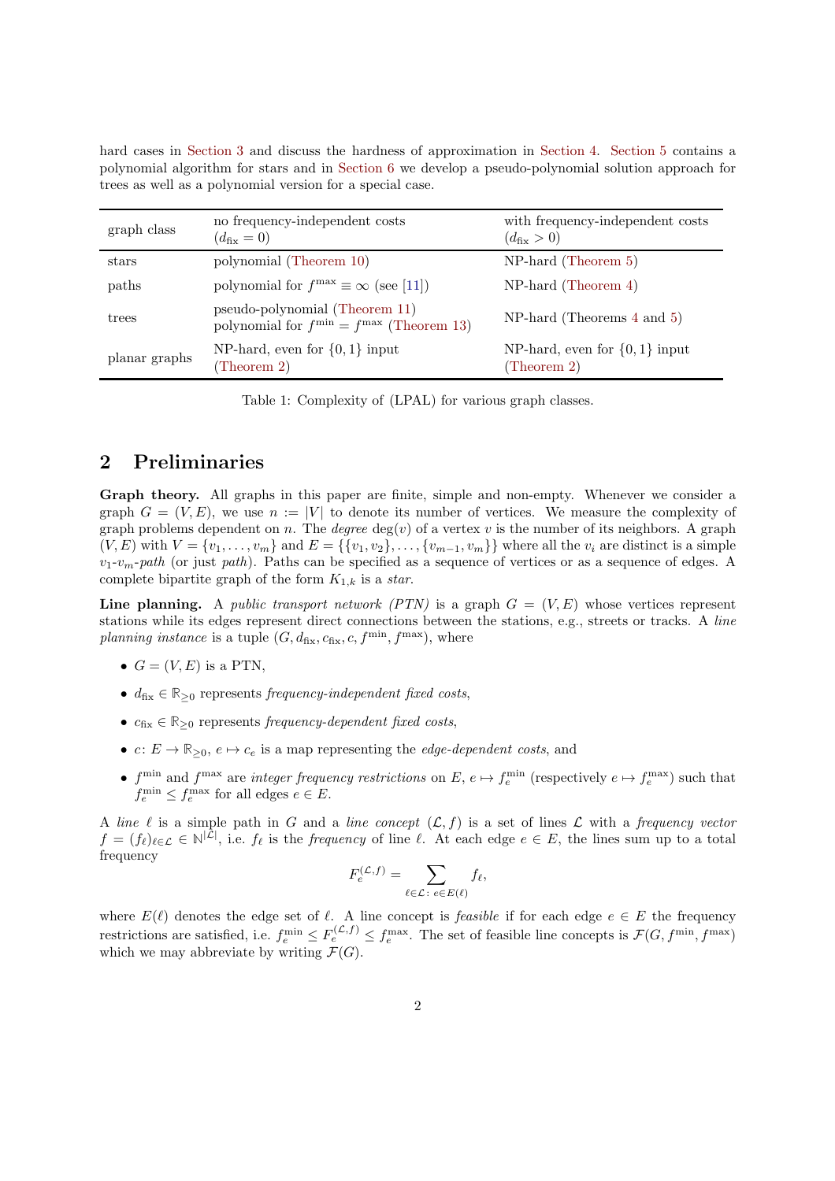hard cases in Section 3 and discuss the hardness of approximation in Section 4. Section 5 contains a polynomial algorithm for stars and in Section 6 we develop a pseudo-polynomial solution approach for trees as well as a polynomial version for a special case.

| graph class | no frequency-independent costs ($d_{\text{fix}} = 0$) | with frequency-independent costs ($d_{\text{fix}} > 0$) |
|---|---|---|
| stars | polynomial (Theorem 10) | NP-hard (Theorem 5) |
| paths | polynomial for $f^{\max} \equiv \infty$ (see [11]) | NP-hard (Theorem 4) |
| trees | pseudo-polynomial (Theorem 11)<br>polynomial for $f^{\min} = f^{\max}$ (Theorem 13) | NP-hard (Theorems 4 and 5) |
| planar graphs | NP-hard, even for $\{0, 1\}$ input (Theorem 2) | NP-hard, even for $\{0, 1\}$ input (Theorem 2) |

Table 1: Complexity of (LPAL) for various graph classes.

## 2 Preliminaries

**Graph theory.** All graphs in this paper are finite, simple and non-empty. Whenever we consider a graph $G = (V, E)$, we use $n := |V|$ to denote its number of vertices. We measure the complexity of graph problems dependent on $n$. The *degree* $\deg(v)$ of a vertex $v$ is the number of its neighbors. A graph $(V, E)$ with $V = \{v_1, \ldots, v_m\}$ and $E = \{\{v_1, v_2\}, \ldots, \{v_{m-1}, v_m\}\}$ where all the $v_i$ are distinct is a simple $v_1$-$v_m$-*path* (or just *path*). Paths can be specified as a sequence of vertices or as a sequence of edges. A complete bipartite graph of the form $K_{1,k}$ is a *star*.

**Line planning.** A *public transport network (PTN)* is a graph $G = (V, E)$ whose vertices represent stations while its edges represent direct connections between the stations, e.g., streets or tracks. A *line planning instance* is a tuple $(G, d_{\text{fix}}, c_{\text{fix}}, c, f^{\min}, f^{\max})$, where

- $G = (V, E)$ is a PTN,
- $d_{\text{fix}} \in \mathbb{R}_{\geq 0}$ represents *frequency-independent fixed costs*,
- $c_{\text{fix}} \in \mathbb{R}_{\geq 0}$ represents *frequency-dependent fixed costs*,
- $c \colon E \to \mathbb{R}_{\geq 0}$, $e \mapsto c_e$ is a map representing the *edge-dependent costs*, and
- $f^{\min}$ and $f^{\max}$ are *integer frequency restrictions* on $E$, $e \mapsto f_e^{\min}$ (respectively $e \mapsto f_e^{\max}$) such that $f_e^{\min} \leq f_e^{\max}$ for all edges $e \in E$.

A *line* $\ell$ is a simple path in $G$ and a *line concept* $(\mathcal{L}, f)$ is a set of lines $\mathcal{L}$ with a *frequency vector* $f = (f_\ell)_{\ell \in \mathcal{L}} \in \mathbb{N}^{|\mathcal{L}|}$, i.e. $f_\ell$ is the *frequency* of line $\ell$. At each edge $e \in E$, the lines sum up to a total frequency

$$F_e^{(\mathcal{L},f)} = \sum_{\ell \in \mathcal{L}\colon \, e \in E(\ell)} f_\ell,$$

where $E(\ell)$ denotes the edge set of $\ell$. A line concept is *feasible* if for each edge $e \in E$ the frequency restrictions are satisfied, i.e. $f_e^{\min} \leq F_e^{(\mathcal{L},f)} \leq f_e^{\max}$. The set of feasible line concepts is $\mathcal{F}(G, f^{\min}, f^{\max})$ which we may abbreviate by writing $\mathcal{F}(G)$.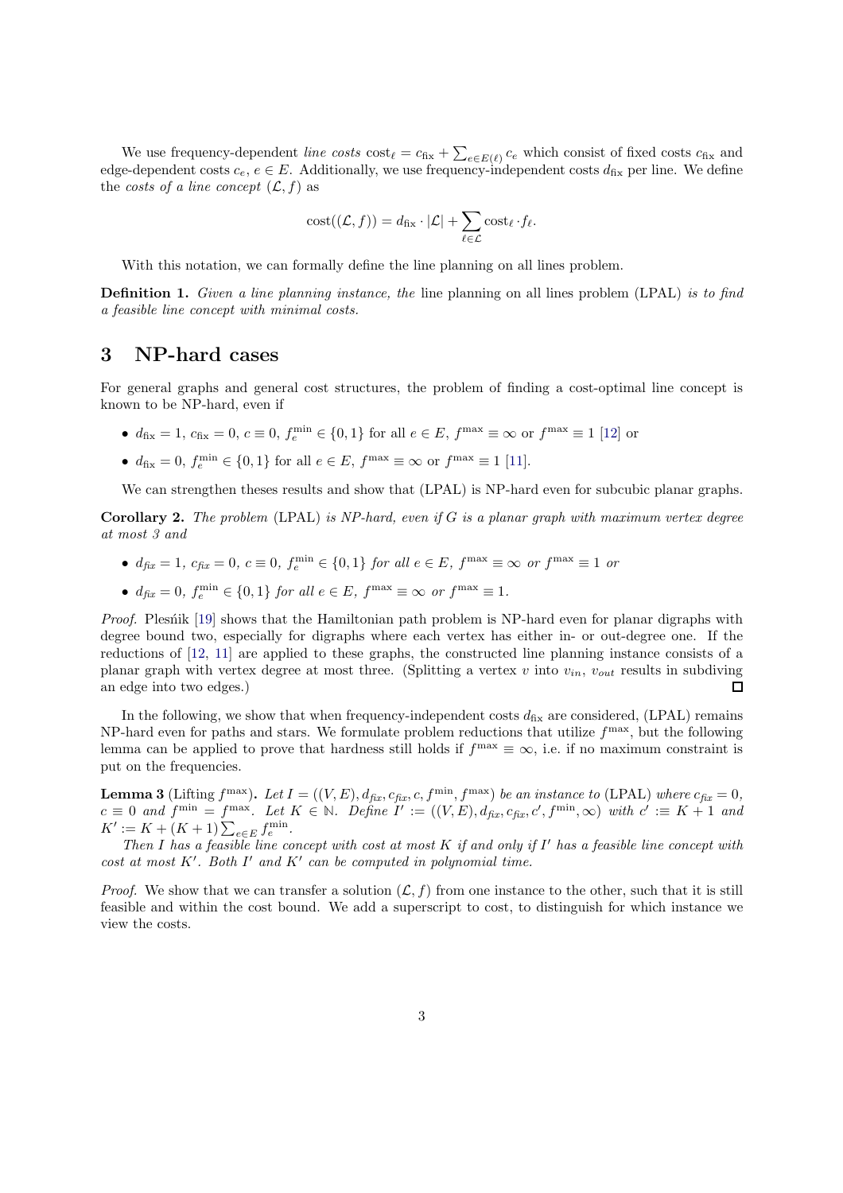We use frequency-dependent *line costs* $\text{cost}_\ell = c_{\text{fix}} + \sum_{e \in E(\ell)} c_e$ which consist of fixed costs $c_{\text{fix}}$ and edge-dependent costs $c_e$, $e \in E$. Additionally, we use frequency-independent costs $d_{\text{fix}}$ per line. We define the *costs of a line concept* $(\mathcal{L}, f)$ as

$$\text{cost}((\mathcal{L}, f)) = d_{\text{fix}} \cdot |\mathcal{L}| + \sum_{\ell \in \mathcal{L}} \text{cost}_\ell \cdot f_\ell.$$

With this notation, we can formally define the line planning on all lines problem.

**Definition 1.** *Given a line planning instance, the* line planning on all lines problem (LPAL) *is to find a feasible line concept with minimal costs.*

# 3 NP-hard cases

For general graphs and general cost structures, the problem of finding a cost-optimal line concept is known to be NP-hard, even if

- $d_{\text{fix}} = 1$, $c_{\text{fix}} = 0$, $c \equiv 0$, $f_e^{\min} \in \{0, 1\}$ for all $e \in E$, $f^{\max} \equiv \infty$ or $f^{\max} \equiv 1$ [12] or
- $d_{\text{fix}} = 0$, $f_e^{\min} \in \{0, 1\}$ for all $e \in E$, $f^{\max} \equiv \infty$ or $f^{\max} \equiv 1$ [11].

We can strengthen theses results and show that (LPAL) is NP-hard even for subcubic planar graphs.

**Corollary 2.** *The problem* (LPAL) *is NP-hard, even if $G$ is a planar graph with maximum vertex degree at most 3 and*

- $d_{\mathit{fix}} = 1$, $c_{\mathit{fix}} = 0$, $c \equiv 0$, $f_e^{\min} \in \{0, 1\}$ *for all* $e \in E$, $f^{\max} \equiv \infty$ *or* $f^{\max} \equiv 1$ *or*
- $d_{\mathit{fix}} = 0$, $f_e^{\min} \in \{0, 1\}$ *for all* $e \in E$, $f^{\max} \equiv \infty$ *or* $f^{\max} \equiv 1$.

*Proof.* Plesńik [19] shows that the Hamiltonian path problem is NP-hard even for planar digraphs with degree bound two, especially for digraphs where each vertex has either in- or out-degree one. If the reductions of [12, 11] are applied to these graphs, the constructed line planning instance consists of a planar graph with vertex degree at most three. (Splitting a vertex $v$ into $v_{in}$, $v_{out}$ results in subdiving an edge into two edges.) ☐

In the following, we show that when frequency-independent costs $d_{\text{fix}}$ are considered, (LPAL) remains NP-hard even for paths and stars. We formulate problem reductions that utilize $f^{\max}$, but the following lemma can be applied to prove that hardness still holds if $f^{\max} \equiv \infty$, i.e. if no maximum constraint is put on the frequencies.

**Lemma 3** (Lifting $f^{\max}$)**.** *Let $I = ((V, E), d_{\mathit{fix}}, c_{\mathit{fix}}, c, f^{\min}, f^{\max})$ be an instance to* (LPAL) *where $c_{\mathit{fix}} = 0$, $c \equiv 0$ and $f^{\min} = f^{\max}$. Let $K \in \mathbb{N}$. Define $I' := ((V, E), d_{\mathit{fix}}, c_{\mathit{fix}}, c', f^{\min}, \infty)$ with $c' :\equiv K + 1$ and $K' := K + (K + 1) \sum_{e \in E} f_e^{\min}$.*

*Then $I$ has a feasible line concept with cost at most $K$ if and only if $I'$ has a feasible line concept with cost at most $K'$. Both $I'$ and $K'$ can be computed in polynomial time.*

*Proof.* We show that we can transfer a solution $(\mathcal{L}, f)$ from one instance to the other, such that it is still feasible and within the cost bound. We add a superscript to cost, to distinguish for which instance we view the costs.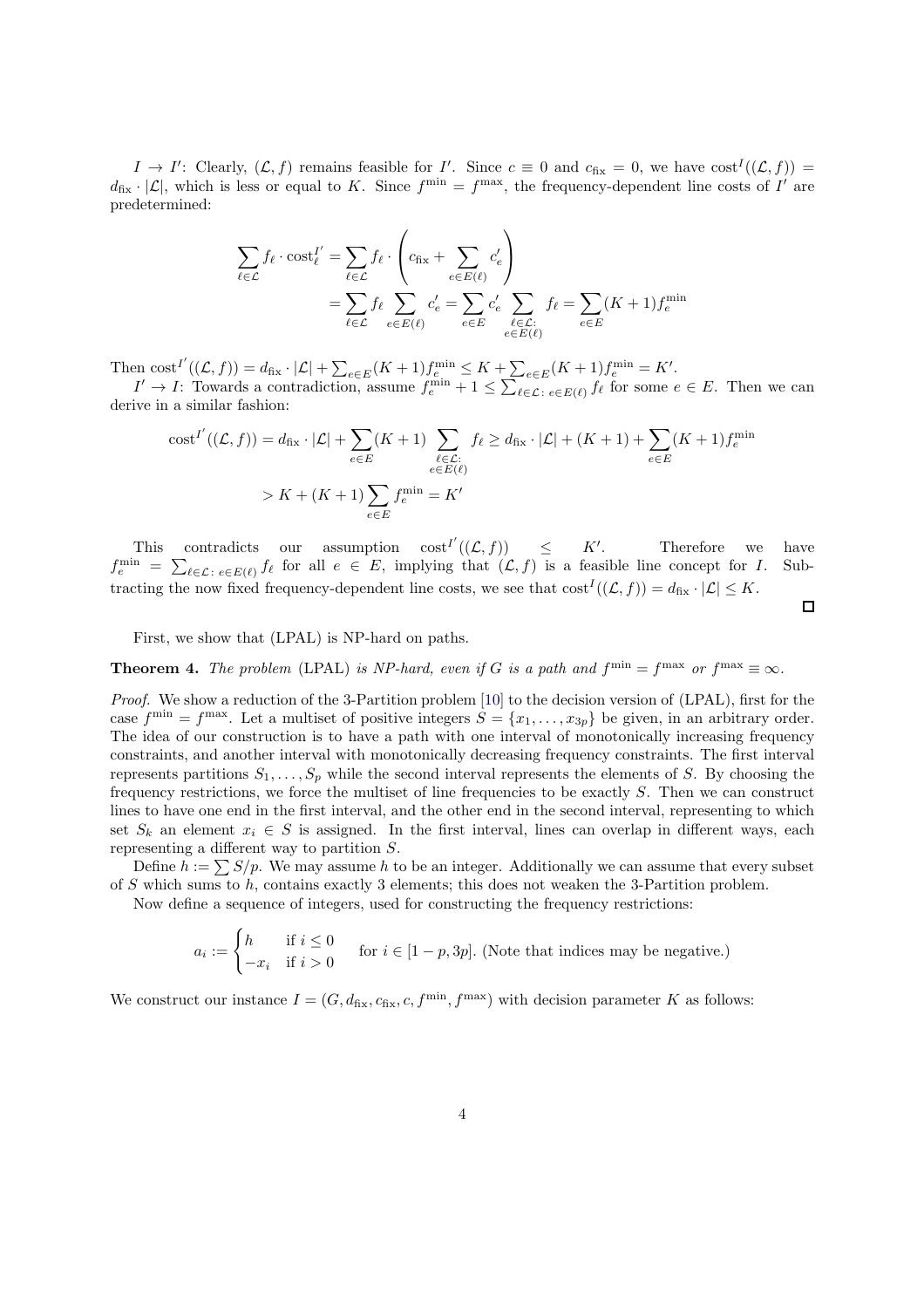$I \to I'$: Clearly, $(\mathcal{L}, f)$ remains feasible for $I'$. Since $c \equiv 0$ and $c_{\text{fix}} = 0$, we have $\text{cost}^I((\mathcal{L}, f)) = d_{\text{fix}} \cdot |\mathcal{L}|$, which is less or equal to $K$. Since $f^{\min} = f^{\max}$, the frequency-dependent line costs of $I'$ are predetermined:

$$
\begin{aligned}
\sum_{\ell \in \mathcal{L}} f_\ell \cdot \text{cost}_\ell^{I'} &= \sum_{\ell \in \mathcal{L}} f_\ell \cdot \left( c_{\text{fix}} + \sum_{e \in E(\ell)} c'_e \right) \\
&= \sum_{\ell \in \mathcal{L}} f_\ell \sum_{e \in E(\ell)} c'_e = \sum_{e \in E} c'_e \sum_{\substack{\ell \in \mathcal{L}: \\ e \in E(\ell)}} f_\ell = \sum_{e \in E} (K+1) f_e^{\min}
\end{aligned}
$$

Then $\text{cost}^{I'}((\mathcal{L}, f)) = d_{\text{fix}} \cdot |\mathcal{L}| + \sum_{e \in E} (K+1) f_e^{\min} \leq K + \sum_{e \in E} (K+1) f_e^{\min} = K'$.

$I' \to I$: Towards a contradiction, assume $f_e^{\min} + 1 \leq \sum_{\ell \in \mathcal{L}:\, e \in E(\ell)} f_\ell$ for some $e \in E$. Then we can derive in a similar fashion:

$$
\begin{aligned}
\text{cost}^{I'}((\mathcal{L}, f)) = d_{\text{fix}} \cdot |\mathcal{L}| + \sum_{e \in E} (K+1) \sum_{\substack{\ell \in \mathcal{L}: \\ e \in E(\ell)}} f_\ell &\geq d_{\text{fix}} \cdot |\mathcal{L}| + (K+1) + \sum_{e \in E} (K+1) f_e^{\min} \\
> K + (K+1) \sum_{e \in E} f_e^{\min} = K'
\end{aligned}
$$

This contradicts our assumption $\text{cost}^{I'}((\mathcal{L}, f)) \leq K'$. Therefore we have $f_e^{\min} = \sum_{\ell \in \mathcal{L}:\, e \in E(\ell)} f_\ell$ for all $e \in E$, implying that $(\mathcal{L}, f)$ is a feasible line concept for $I$. Subtracting the now fixed frequency-dependent line costs, we see that $\text{cost}^I((\mathcal{L}, f)) = d_{\text{fix}} \cdot |\mathcal{L}| \leq K$. □

First, we show that (LPAL) is NP-hard on paths.

**Theorem 4.** *The problem* (LPAL) *is NP-hard, even if $G$ is a path and $f^{\min} = f^{\max}$ or $f^{\max} \equiv \infty$.*

*Proof.* We show a reduction of the 3-Partition problem [10] to the decision version of (LPAL), first for the case $f^{\min} = f^{\max}$. Let a multiset of positive integers $S = \{x_1, \ldots, x_{3p}\}$ be given, in an arbitrary order. The idea of our construction is to have a path with one interval of monotonically increasing frequency constraints, and another interval with monotonically decreasing frequency constraints. The first interval represents partitions $S_1, \ldots, S_p$ while the second interval represents the elements of $S$. By choosing the frequency restrictions, we force the multiset of line frequencies to be exactly $S$. Then we can construct lines to have one end in the first interval, and the other end in the second interval, representing to which set $S_k$ an element $x_i \in S$ is assigned. In the first interval, lines can overlap in different ways, each representing a different way to partition $S$.

Define $h := \sum S/p$. We may assume $h$ to be an integer. Additionally we can assume that every subset of $S$ which sums to $h$, contains exactly 3 elements; this does not weaken the 3-Partition problem.

Now define a sequence of integers, used for constructing the frequency restrictions:

$$
a_i := \begin{cases} h & \text{if } i \leq 0 \\ -x_i & \text{if } i > 0 \end{cases} \quad \text{for } i \in [1-p, 3p]. \text{ (Note that indices may be negative.)}
$$

We construct our instance $I = (G, d_{\text{fix}}, c_{\text{fix}}, c, f^{\min}, f^{\max})$ with decision parameter $K$ as follows: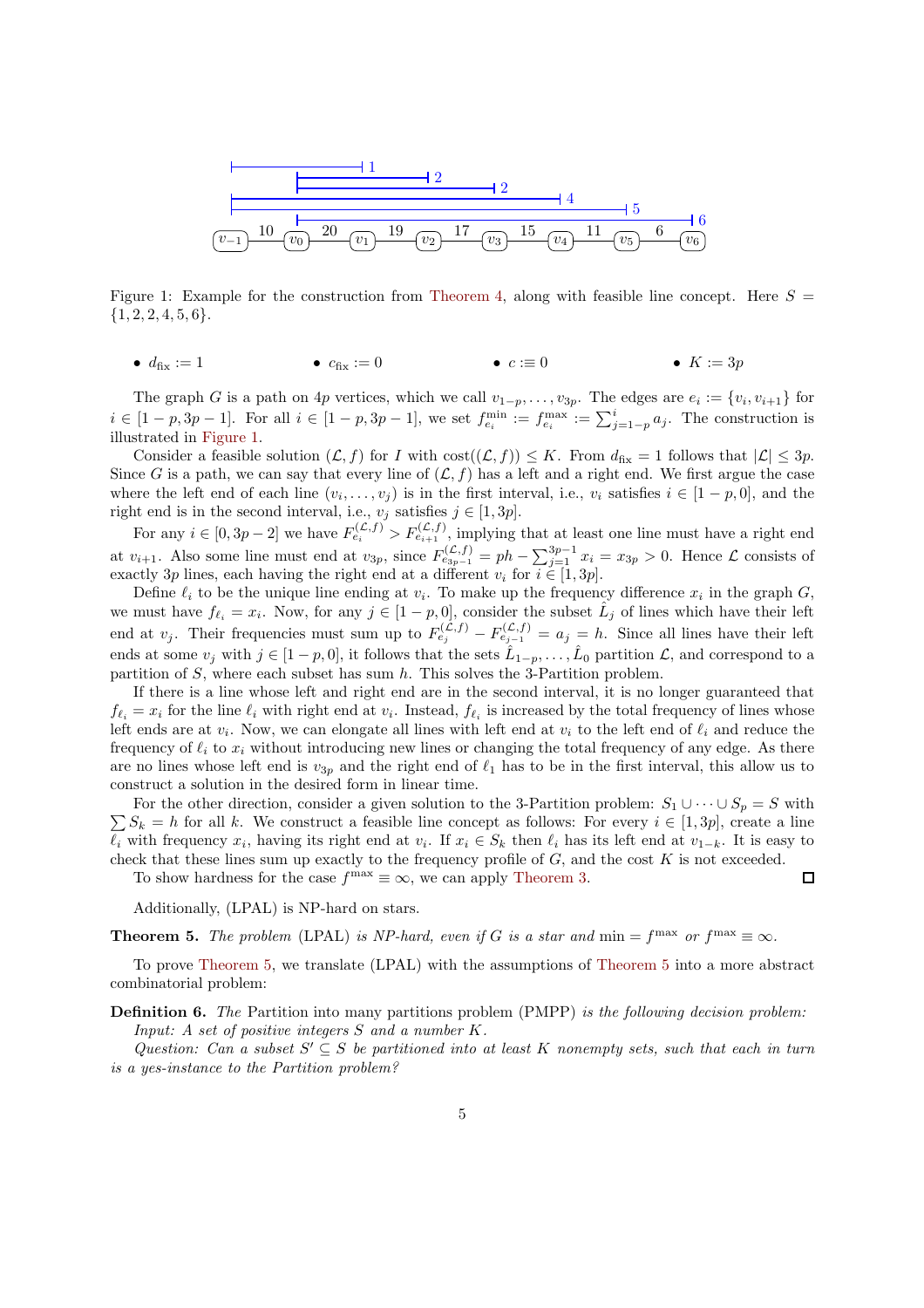Figure 1: Example for the construction from Theorem 4, along with feasible line concept. Here $S = \{1, 2, 2, 4, 5, 6\}$.

- $d_{\text{fix}} := 1$
- $c_{\text{fix}} := 0$
- $c :\equiv 0$
- $K := 3p$

The graph $G$ is a path on $4p$ vertices, which we call $v_{1-p}, \ldots, v_{3p}$. The edges are $e_i := \{v_i, v_{i+1}\}$ for $i \in [1-p, 3p-1]$. For all $i \in [1-p, 3p-1]$, we set $f_{e_i}^{\min} := f_{e_i}^{\max} := \sum_{j=1-p}^{i} a_j$. The construction is illustrated in Figure 1.

Consider a feasible solution $(\mathcal{L}, f)$ for $I$ with $\text{cost}((\mathcal{L}, f)) \leq K$. From $d_{\text{fix}} = 1$ follows that $|\mathcal{L}| \leq 3p$. Since $G$ is a path, we can say that every line of $(\mathcal{L}, f)$ has a left and a right end. We first argue the case where the left end of each line $(v_i, \ldots, v_j)$ is in the first interval, i.e., $v_i$ satisfies $i \in [1-p, 0]$, and the right end is in the second interval, i.e., $v_j$ satisfies $j \in [1, 3p]$.

For any $i \in [0, 3p-2]$ we have $F_{e_i}^{(\mathcal{L},f)} > F_{e_{i+1}}^{(\mathcal{L},f)}$, implying that at least one line must have a right end at $v_{i+1}$. Also some line must end at $v_{3p}$, since $F_{e_{3p-1}}^{(\mathcal{L},f)} = ph - \sum_{j=1}^{3p-1} x_i = x_{3p} > 0$. Hence $\mathcal{L}$ consists of exactly $3p$ lines, each having the right end at a different $v_i$ for $i \in [1, 3p]$.

Define $\ell_i$ to be the unique line ending at $v_i$. To make up the frequency difference $x_i$ in the graph $G$, we must have $f_{\ell_i} = x_i$. Now, for any $j \in [1-p, 0]$, consider the subset $\hat{L}_j$ of lines which have their left end at $v_j$. Their frequencies must sum up to $F_{e_j}^{(\mathcal{L},f)} - F_{e_{j-1}}^{(\mathcal{L},f)} = a_j = h$. Since all lines have their left ends at some $v_j$ with $j \in [1-p, 0]$, it follows that the sets $\hat{L}_{1-p}, \ldots, \hat{L}_0$ partition $\mathcal{L}$, and correspond to a partition of $S$, where each subset has sum $h$. This solves the 3-Partition problem.

If there is a line whose left and right end are in the second interval, it is no longer guaranteed that $f_{\ell_i} = x_i$ for the line $\ell_i$ with right end at $v_i$. Instead, $f_{\ell_i}$ is increased by the total frequency of lines whose left ends are at $v_i$. Now, we can elongate all lines with left end at $v_i$ to the left end of $\ell_i$ and reduce the frequency of $\ell_i$ to $x_i$ without introducing new lines or changing the total frequency of any edge. As there are no lines whose left end is $v_{3p}$ and the right end of $\ell_1$ has to be in the first interval, this allow us to construct a solution in the desired form in linear time.

For the other direction, consider a given solution to the 3-Partition problem: $S_1 \cup \cdots \cup S_p = S$ with $\sum S_k = h$ for all $k$. We construct a feasible line concept as follows: For every $i \in [1, 3p]$, create a line $\ell_i$ with frequency $x_i$, having its right end at $v_i$. If $x_i \in S_k$ then $\ell_i$ has its left end at $v_{1-k}$. It is easy to check that these lines sum up exactly to the frequency profile of $G$, and the cost $K$ is not exceeded.

To show hardness for the case $f^{\max} \equiv \infty$, we can apply Theorem 3. □

Additionally, (LPAL) is NP-hard on stars.

**Theorem 5.** *The problem* (LPAL) *is NP-hard, even if $G$ is a star and* $\min = f^{\max}$ *or* $f^{\max} \equiv \infty$.

To prove Theorem 5, we translate (LPAL) with the assumptions of Theorem 5 into a more abstract combinatorial problem:

**Definition 6.** *The* Partition into many partitions problem (PMPP) *is the following decision problem:*
*Input: A set of positive integers $S$ and a number $K$.*
*Question: Can a subset $S' \subseteq S$ be partitioned into at least $K$ nonempty sets, such that each in turn is a yes-instance to the Partition problem?*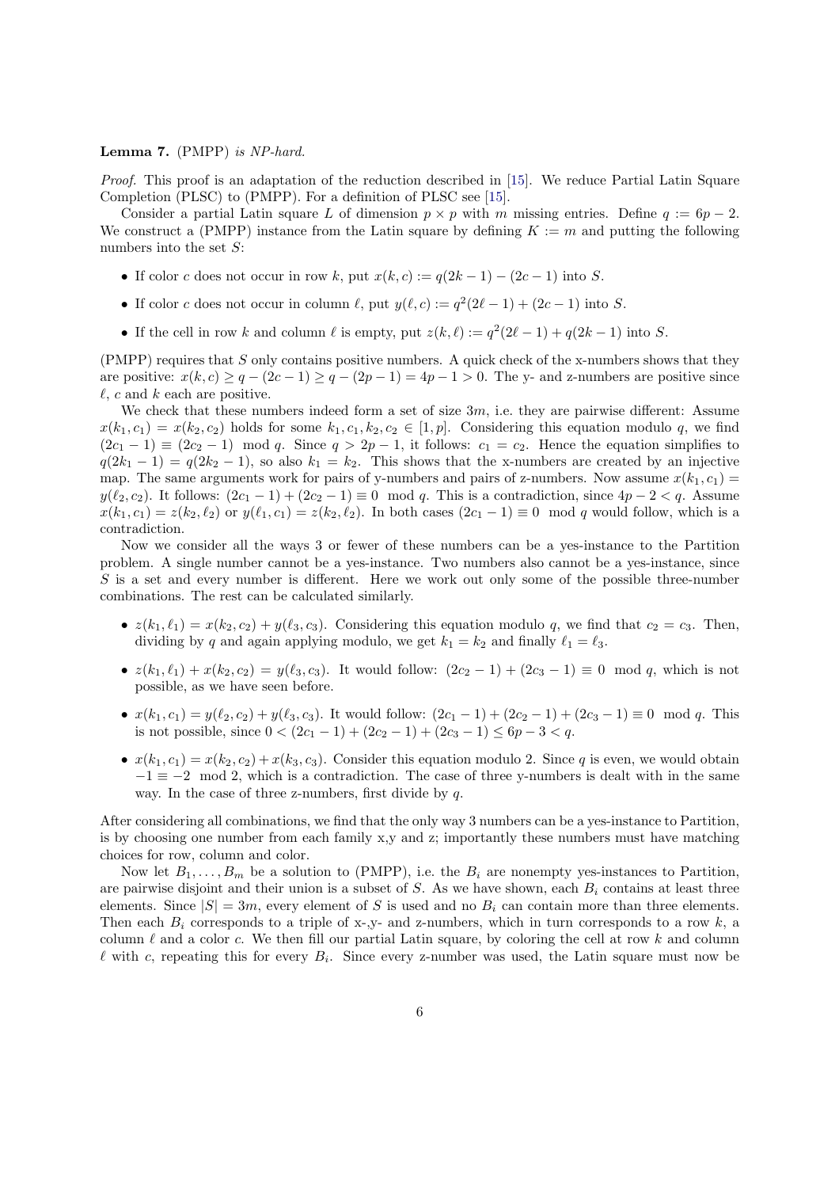**Lemma 7.** (PMPP) *is NP-hard.*

*Proof.* This proof is an adaptation of the reduction described in [15]. We reduce Partial Latin Square Completion (PLSC) to (PMPP). For a definition of PLSC see [15].

Consider a partial Latin square $L$ of dimension $p \times p$ with $m$ missing entries. Define $q := 6p - 2$. We construct a (PMPP) instance from the Latin square by defining $K := m$ and putting the following numbers into the set $S$:

- If color $c$ does not occur in row $k$, put $x(k, c) := q(2k - 1) - (2c - 1)$ into $S$.
- If color $c$ does not occur in column $\ell$, put $y(\ell, c) := q^2(2\ell - 1) + (2c - 1)$ into $S$.
- If the cell in row $k$ and column $\ell$ is empty, put $z(k, \ell) := q^2(2\ell - 1) + q(2k - 1)$ into $S$.

(PMPP) requires that $S$ only contains positive numbers. A quick check of the x-numbers shows that they are positive: $x(k, c) \geq q - (2c - 1) \geq q - (2p - 1) = 4p - 1 > 0$. The y- and z-numbers are positive since $\ell$, $c$ and $k$ each are positive.

We check that these numbers indeed form a set of size $3m$, i.e. they are pairwise different: Assume $x(k_1, c_1) = x(k_2, c_2)$ holds for some $k_1, c_1, k_2, c_2 \in [1, p]$. Considering this equation modulo $q$, we find $(2c_1 - 1) \equiv (2c_2 - 1) \mod q$. Since $q > 2p - 1$, it follows: $c_1 = c_2$. Hence the equation simplifies to $q(2k_1 - 1) = q(2k_2 - 1)$, so also $k_1 = k_2$. This shows that the x-numbers are created by an injective map. The same arguments work for pairs of y-numbers and pairs of z-numbers. Now assume $x(k_1, c_1) = y(\ell_2, c_2)$. It follows: $(2c_1 - 1) + (2c_2 - 1) \equiv 0 \mod q$. This is a contradiction, since $4p - 2 < q$. Assume $x(k_1, c_1) = z(k_2, \ell_2)$ or $y(\ell_1, c_1) = z(k_2, \ell_2)$. In both cases $(2c_1 - 1) \equiv 0 \mod q$ would follow, which is a contradiction.

Now we consider all the ways 3 or fewer of these numbers can be a yes-instance to the Partition problem. A single number cannot be a yes-instance. Two numbers also cannot be a yes-instance, since $S$ is a set and every number is different. Here we work out only some of the possible three-number combinations. The rest can be calculated similarly.

- $z(k_1, \ell_1) = x(k_2, c_2) + y(\ell_3, c_3)$. Considering this equation modulo $q$, we find that $c_2 = c_3$. Then, dividing by $q$ and again applying modulo, we get $k_1 = k_2$ and finally $\ell_1 = \ell_3$.
- $z(k_1, \ell_1) + x(k_2, c_2) = y(\ell_3, c_3)$. It would follow: $(2c_2 - 1) + (2c_3 - 1) \equiv 0 \mod q$, which is not possible, as we have seen before.
- $x(k_1, c_1) = y(\ell_2, c_2) + y(\ell_3, c_3)$. It would follow: $(2c_1 - 1) + (2c_2 - 1) + (2c_3 - 1) \equiv 0 \mod q$. This is not possible, since $0 < (2c_1 - 1) + (2c_2 - 1) + (2c_3 - 1) \leq 6p - 3 < q$.
- $x(k_1, c_1) = x(k_2, c_2) + x(k_3, c_3)$. Consider this equation modulo 2. Since $q$ is even, we would obtain $-1 \equiv -2 \mod 2$, which is a contradiction. The case of three y-numbers is dealt with in the same way. In the case of three z-numbers, first divide by $q$.

After considering all combinations, we find that the only way 3 numbers can be a yes-instance to Partition, is by choosing one number from each family x,y and z; importantly these numbers must have matching choices for row, column and color.

Now let $B_1, \ldots, B_m$ be a solution to (PMPP), i.e. the $B_i$ are nonempty yes-instances to Partition, are pairwise disjoint and their union is a subset of $S$. As we have shown, each $B_i$ contains at least three elements. Since $|S| = 3m$, every element of $S$ is used and no $B_i$ can contain more than three elements. Then each $B_i$ corresponds to a triple of x-,y- and z-numbers, which in turn corresponds to a row $k$, a column $\ell$ and a color $c$. We then fill our partial Latin square, by coloring the cell at row $k$ and column $\ell$ with $c$, repeating this for every $B_i$. Since every z-number was used, the Latin square must now be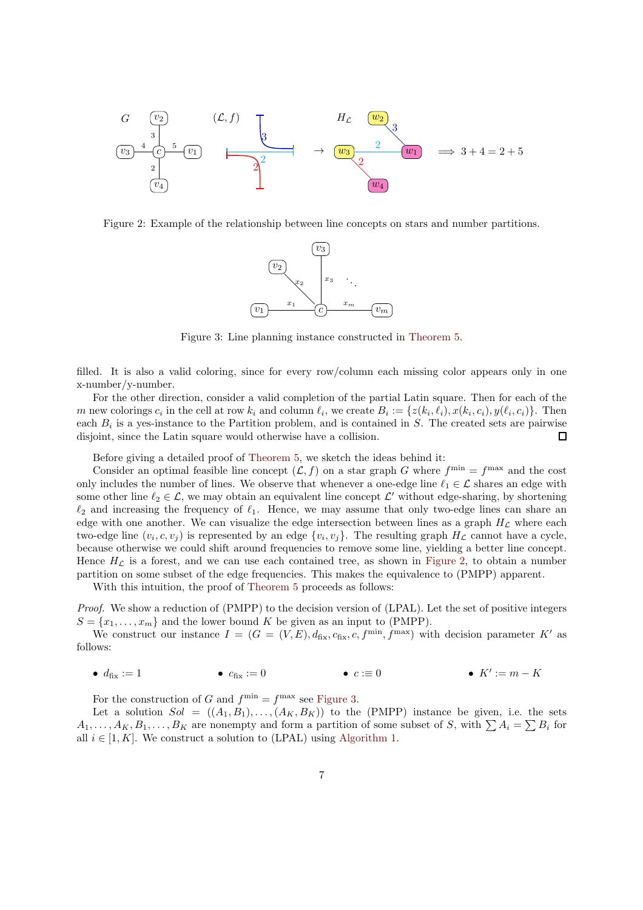Figure 2: Example of the relationship between line concepts on stars and number partitions.

Figure 3: Line planning instance constructed in Theorem 5.

filled. It is also a valid coloring, since for every row/column each missing color appears only in one x-number/y-number.

For the other direction, consider a valid completion of the partial Latin square. Then for each of the $m$ new colorings $c_i$ in the cell at row $k_i$ and column $\ell_i$, we create $B_i := \{z(k_i, \ell_i), x(k_i, c_i), y(\ell_i, c_i)\}$. Then each $B_i$ is a yes-instance to the Partition problem, and is contained in $S$. The created sets are pairwise disjoint, since the Latin square would otherwise have a collision. ☐

Before giving a detailed proof of Theorem 5, we sketch the ideas behind it:

Consider an optimal feasible line concept $(\mathcal{L}, f)$ on a star graph $G$ where $f^{\min} = f^{\max}$ and the cost only includes the number of lines. We observe that whenever a one-edge line $\ell_1 \in \mathcal{L}$ shares an edge with some other line $\ell_2 \in \mathcal{L}$, we may obtain an equivalent line concept $\mathcal{L}'$ without edge-sharing, by shortening $\ell_2$ and increasing the frequency of $\ell_1$. Hence, we may assume that only two-edge lines can share an edge with one another. We can visualize the edge intersection between lines as a graph $H_{\mathcal{L}}$ where each two-edge line $(v_i, c, v_j)$ is represented by an edge $\{v_i, v_j\}$. The resulting graph $H_{\mathcal{L}}$ cannot have a cycle, because otherwise we could shift around frequencies to remove some line, yielding a better line concept. Hence $H_{\mathcal{L}}$ is a forest, and we can use each contained tree, as shown in Figure 2, to obtain a number partition on some subset of the edge frequencies. This makes the equivalence to (PMPP) apparent.

With this intuition, the proof of Theorem 5 proceeds as follows:

*Proof.* We show a reduction of (PMPP) to the decision version of (LPAL). Let the set of positive integers $S = \{x_1, \ldots, x_m\}$ and the lower bound $K$ be given as an input to (PMPP).

We construct our instance $I = (G = (V, E), d_{\text{fix}}, c_{\text{fix}}, c, f^{\min}, f^{\max})$ with decision parameter $K'$ as follows:

- $d_{\text{fix}} := 1$
- $c_{\text{fix}} := 0$
- $c :\equiv 0$
- $K' := m - K$

For the construction of $G$ and $f^{\min} = f^{\max}$ see Figure 3.

Let a solution $Sol = ((A_1, B_1), \ldots, (A_K, B_K))$ to the (PMPP) instance be given, i.e. the sets $A_1, \ldots, A_K, B_1, \ldots, B_K$ are nonempty and form a partition of some subset of $S$, with $\sum A_i = \sum B_i$ for all $i \in [1, K]$. We construct a solution to (LPAL) using Algorithm 1.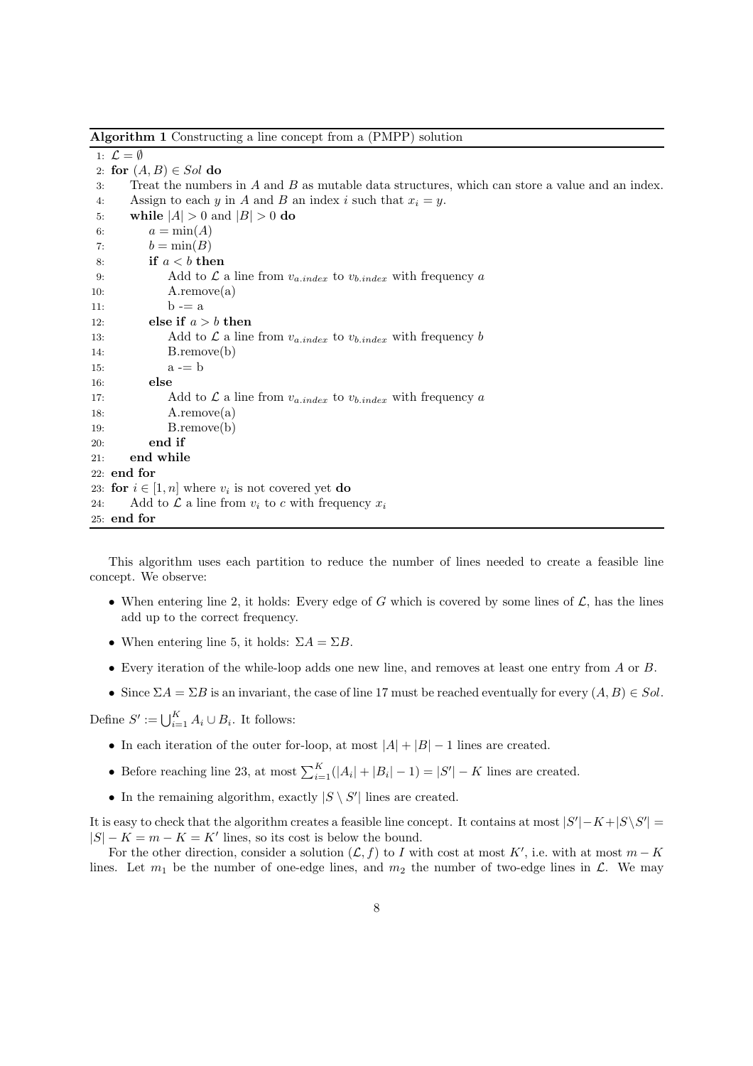**Algorithm 1** Constructing a line concept from a (PMPP) solution

```
1:  L = ∅
2:  for (A, B) ∈ Sol do
3:      Treat the numbers in A and B as mutable data structures, which can store a value and an index.
4:      Assign to each y in A and B an index i such that x_i = y.
5:      while |A| > 0 and |B| > 0 do
6:          a = min(A)
7:          b = min(B)
8:          if a < b then
9:              Add to L a line from v_{a.index} to v_{b.index} with frequency a
10:             A.remove(a)
11:             b -= a
12:         else if a > b then
13:             Add to L a line from v_{a.index} to v_{b.index} with frequency b
14:             B.remove(b)
15:             a -= b
16:         else
17:             Add to L a line from v_{a.index} to v_{b.index} with frequency a
18:             A.remove(a)
19:             B.remove(b)
20:         end if
21:     end while
22: end for
23: for i ∈ [1, n] where v_i is not covered yet do
24:     Add to L a line from v_i to c with frequency x_i
25: end for
```

This algorithm uses each partition to reduce the number of lines needed to create a feasible line concept. We observe:

- When entering line 2, it holds: Every edge of $G$ which is covered by some lines of $\mathcal{L}$, has the lines add up to the correct frequency.
- When entering line 5, it holds: $\Sigma A = \Sigma B$.
- Every iteration of the while-loop adds one new line, and removes at least one entry from $A$ or $B$.
- Since $\Sigma A = \Sigma B$ is an invariant, the case of line 17 must be reached eventually for every $(A, B) \in Sol$.

Define $S' := \bigcup_{i=1}^{K} A_i \cup B_i$. It follows:

- In each iteration of the outer for-loop, at most $|A| + |B| - 1$ lines are created.
- Before reaching line 23, at most $\sum_{i=1}^{K}(|A_i| + |B_i| - 1) = |S'| - K$ lines are created.
- In the remaining algorithm, exactly $|S \setminus S'|$ lines are created.

It is easy to check that the algorithm creates a feasible line concept. It contains at most $|S'| - K + |S \setminus S'| = |S| - K = m - K = K'$ lines, so its cost is below the bound.

For the other direction, consider a solution $(\mathcal{L}, f)$ to $I$ with cost at most $K'$, i.e. with at most $m - K$ lines. Let $m_1$ be the number of one-edge lines, and $m_2$ the number of two-edge lines in $\mathcal{L}$. We may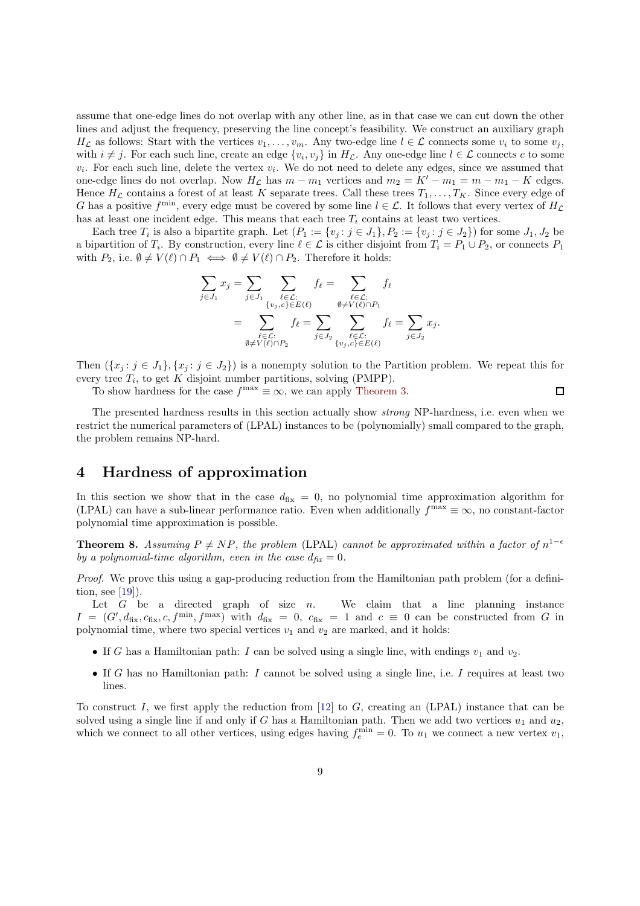assume that one-edge lines do not overlap with any other line, as in that case we can cut down the other lines and adjust the frequency, preserving the line concept's feasibility. We construct an auxiliary graph $H_{\mathcal{L}}$ as follows: Start with the vertices $v_1, \ldots, v_m$. Any two-edge line $l \in \mathcal{L}$ connects some $v_i$ to some $v_j$, with $i \neq j$. For each such line, create an edge $\{v_i, v_j\}$ in $H_{\mathcal{L}}$. Any one-edge line $l \in \mathcal{L}$ connects $c$ to some $v_i$. For each such line, delete the vertex $v_i$. We do not need to delete any edges, since we assumed that one-edge lines do not overlap. Now $H_{\mathcal{L}}$ has $m - m_1$ vertices and $m_2 = K' - m_1 = m - m_1 - K$ edges. Hence $H_{\mathcal{L}}$ contains a forest of at least $K$ separate trees. Call these trees $T_1, \ldots, T_K$. Since every edge of $G$ has a positive $f^{\min}$, every edge must be covered by some line $l \in \mathcal{L}$. It follows that every vertex of $H_{\mathcal{L}}$ has at least one incident edge. This means that each tree $T_i$ contains at least two vertices.

Each tree $T_i$ is also a bipartite graph. Let $(P_1 := \{v_j : j \in J_1\}, P_2 := \{v_j : j \in J_2\})$ for some $J_1, J_2$ be a bipartition of $T_i$. By construction, every line $\ell \in \mathcal{L}$ is either disjoint from $T_i = P_1 \cup P_2$, or connects $P_1$ with $P_2$, i.e. $\emptyset \neq V(\ell) \cap P_1 \iff \emptyset \neq V(\ell) \cap P_2$. Therefore it holds:

$$
\begin{aligned}
\sum_{j \in J_1} x_j = \sum_{j \in J_1} \sum_{\substack{\ell \in \mathcal{L}: \\ \{v_j, c\} \in E(\ell)}} f_\ell &= \sum_{\substack{\ell \in \mathcal{L}: \\ \emptyset \neq V(\ell) \cap P_1}} f_\ell \\
&= \sum_{\substack{\ell \in \mathcal{L}: \\ \emptyset \neq V(\ell) \cap P_2}} f_\ell = \sum_{j \in J_2} \sum_{\substack{\ell \in \mathcal{L}: \\ \{v_j, c\} \in E(\ell)}} f_\ell = \sum_{j \in J_2} x_j.
\end{aligned}
$$

Then $(\{x_j : j \in J_1\}, \{x_j : j \in J_2\})$ is a nonempty solution to the Partition problem. We repeat this for every tree $T_i$, to get $K$ disjoint number partitions, solving (PMPP).

To show hardness for the case $f^{\max} \equiv \infty$, we can apply Theorem 3. ☐

The presented hardness results in this section actually show *strong* NP-hardness, i.e. even when we restrict the numerical parameters of (LPAL) instances to be (polynomially) small compared to the graph, the problem remains NP-hard.

# 4 Hardness of approximation

In this section we show that in the case $d_{\text{fix}} = 0$, no polynomial time approximation algorithm for (LPAL) can have a sub-linear performance ratio. Even when additionally $f^{\max} \equiv \infty$, no constant-factor polynomial time approximation is possible.

**Theorem 8.** *Assuming $P \neq NP$, the problem* (LPAL) *cannot be approximated within a factor of $n^{1-\epsilon}$ by a polynomial-time algorithm, even in the case $d_{\text{fix}} = 0$.*

*Proof.* We prove this using a gap-producing reduction from the Hamiltonian path problem (for a definition, see [19]).

Let $G$ be a directed graph of size $n$. We claim that a line planning instance $I = (G', d_{\text{fix}}, c_{\text{fix}}, c, f^{\min}, f^{\max})$ with $d_{\text{fix}} = 0$, $c_{\text{fix}} = 1$ and $c \equiv 0$ can be constructed from $G$ in polynomial time, where two special vertices $v_1$ and $v_2$ are marked, and it holds:

- If $G$ has a Hamiltonian path: $I$ can be solved using a single line, with endings $v_1$ and $v_2$.
- If $G$ has no Hamiltonian path: $I$ cannot be solved using a single line, i.e. $I$ requires at least two lines.

To construct $I$, we first apply the reduction from [12] to $G$, creating an (LPAL) instance that can be solved using a single line if and only if $G$ has a Hamiltonian path. Then we add two vertices $u_1$ and $u_2$, which we connect to all other vertices, using edges having $f_e^{\min} = 0$. To $u_1$ we connect a new vertex $v_1$,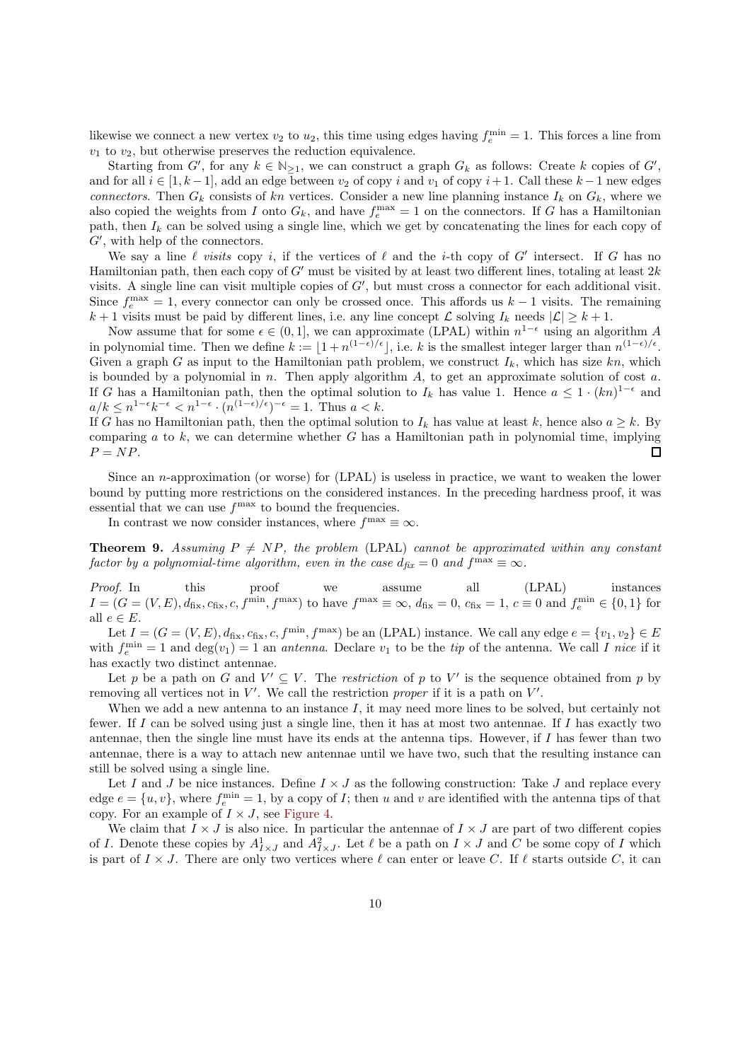likewise we connect a new vertex $v_2$ to $u_2$, this time using edges having $f_e^{\min} = 1$. This forces a line from $v_1$ to $v_2$, but otherwise preserves the reduction equivalence.

Starting from $G'$, for any $k \in \mathbb{N}_{\geq 1}$, we can construct a graph $G_k$ as follows: Create $k$ copies of $G'$, and for all $i \in [1, k-1]$, add an edge between $v_2$ of copy $i$ and $v_1$ of copy $i+1$. Call these $k-1$ new edges *connectors*. Then $G_k$ consists of $kn$ vertices. Consider a new line planning instance $I_k$ on $G_k$, where we also copied the weights from $I$ onto $G_k$, and have $f_e^{\max} = 1$ on the connectors. If $G$ has a Hamiltonian path, then $I_k$ can be solved using a single line, which we get by concatenating the lines for each copy of $G'$, with help of the connectors.

We say a line $\ell$ *visits* copy $i$, if the vertices of $\ell$ and the $i$-th copy of $G'$ intersect. If $G$ has no Hamiltonian path, then each copy of $G'$ must be visited by at least two different lines, totaling at least $2k$ visits. A single line can visit multiple copies of $G'$, but must cross a connector for each additional visit. Since $f_e^{\max} = 1$, every connector can only be crossed once. This affords us $k-1$ visits. The remaining $k+1$ visits must be paid by different lines, i.e. any line concept $\mathcal{L}$ solving $I_k$ needs $|\mathcal{L}| \geq k+1$.

Now assume that for some $\epsilon \in (0, 1]$, we can approximate (LPAL) within $n^{1-\epsilon}$ using an algorithm $A$ in polynomial time. Then we define $k := \lfloor 1 + n^{(1-\epsilon)/\epsilon} \rfloor$, i.e. $k$ is the smallest integer larger than $n^{(1-\epsilon)/\epsilon}$. Given a graph $G$ as input to the Hamiltonian path problem, we construct $I_k$, which has size $kn$, which is bounded by a polynomial in $n$. Then apply algorithm $A$, to get an approximate solution of cost $a$. If $G$ has a Hamiltonian path, then the optimal solution to $I_k$ has value 1. Hence $a \leq 1 \cdot (kn)^{1-\epsilon}$ and $a/k \leq n^{1-\epsilon}k^{-\epsilon} < n^{1-\epsilon} \cdot (n^{(1-\epsilon)/\epsilon})^{-\epsilon} = 1$. Thus $a < k$.

If $G$ has no Hamiltonian path, then the optimal solution to $I_k$ has value at least $k$, hence also $a \geq k$. By comparing $a$ to $k$, we can determine whether $G$ has a Hamiltonian path in polynomial time, implying $P = NP$. □

Since an $n$-approximation (or worse) for (LPAL) is useless in practice, we want to weaken the lower bound by putting more restrictions on the considered instances. In the preceding hardness proof, it was essential that we can use $f^{\max}$ to bound the frequencies.

In contrast we now consider instances, where $f^{\max} \equiv \infty$.

**Theorem 9.** *Assuming $P \neq NP$, the problem* (LPAL) *cannot be approximated within any constant factor by a polynomial-time algorithm, even in the case $d_{fix} = 0$ and $f^{\max} \equiv \infty$.*

*Proof.* In this proof we assume all (LPAL) instances $I = (G = (V, E), d_{\text{fix}}, c_{\text{fix}}, c, f^{\min}, f^{\max})$ to have $f^{\max} \equiv \infty$, $d_{\text{fix}} = 0$, $c_{\text{fix}} = 1$, $c \equiv 0$ and $f_e^{\min} \in \{0, 1\}$ for all $e \in E$.

Let $I = (G = (V, E), d_{\text{fix}}, c_{\text{fix}}, c, f^{\min}, f^{\max})$ be an (LPAL) instance. We call any edge $e = \{v_1, v_2\} \in E$ with $f_e^{\min} = 1$ and $\deg(v_1) = 1$ an *antenna*. Declare $v_1$ to be the *tip* of the antenna. We call $I$ *nice* if it has exactly two distinct antennae.

Let $p$ be a path on $G$ and $V' \subseteq V$. The *restriction* of $p$ to $V'$ is the sequence obtained from $p$ by removing all vertices not in $V'$. We call the restriction *proper* if it is a path on $V'$.

When we add a new antenna to an instance $I$, it may need more lines to be solved, but certainly not fewer. If $I$ can be solved using just a single line, then it has at most two antennae. If $I$ has exactly two antennae, then the single line must have its ends at the antenna tips. However, if $I$ has fewer than two antennae, there is a way to attach new antennae until we have two, such that the resulting instance can still be solved using a single line.

Let $I$ and $J$ be nice instances. Define $I \times J$ as the following construction: Take $J$ and replace every edge $e = \{u, v\}$, where $f_e^{\min} = 1$, by a copy of $I$; then $u$ and $v$ are identified with the antenna tips of that copy. For an example of $I \times J$, see Figure 4.

We claim that $I \times J$ is also nice. In particular the antennae of $I \times J$ are part of two different copies of $I$. Denote these copies by $A^1_{I \times J}$ and $A^2_{I \times J}$. Let $\ell$ be a path on $I \times J$ and $C$ be some copy of $I$ which is part of $I \times J$. There are only two vertices where $\ell$ can enter or leave $C$. If $\ell$ starts outside $C$, it can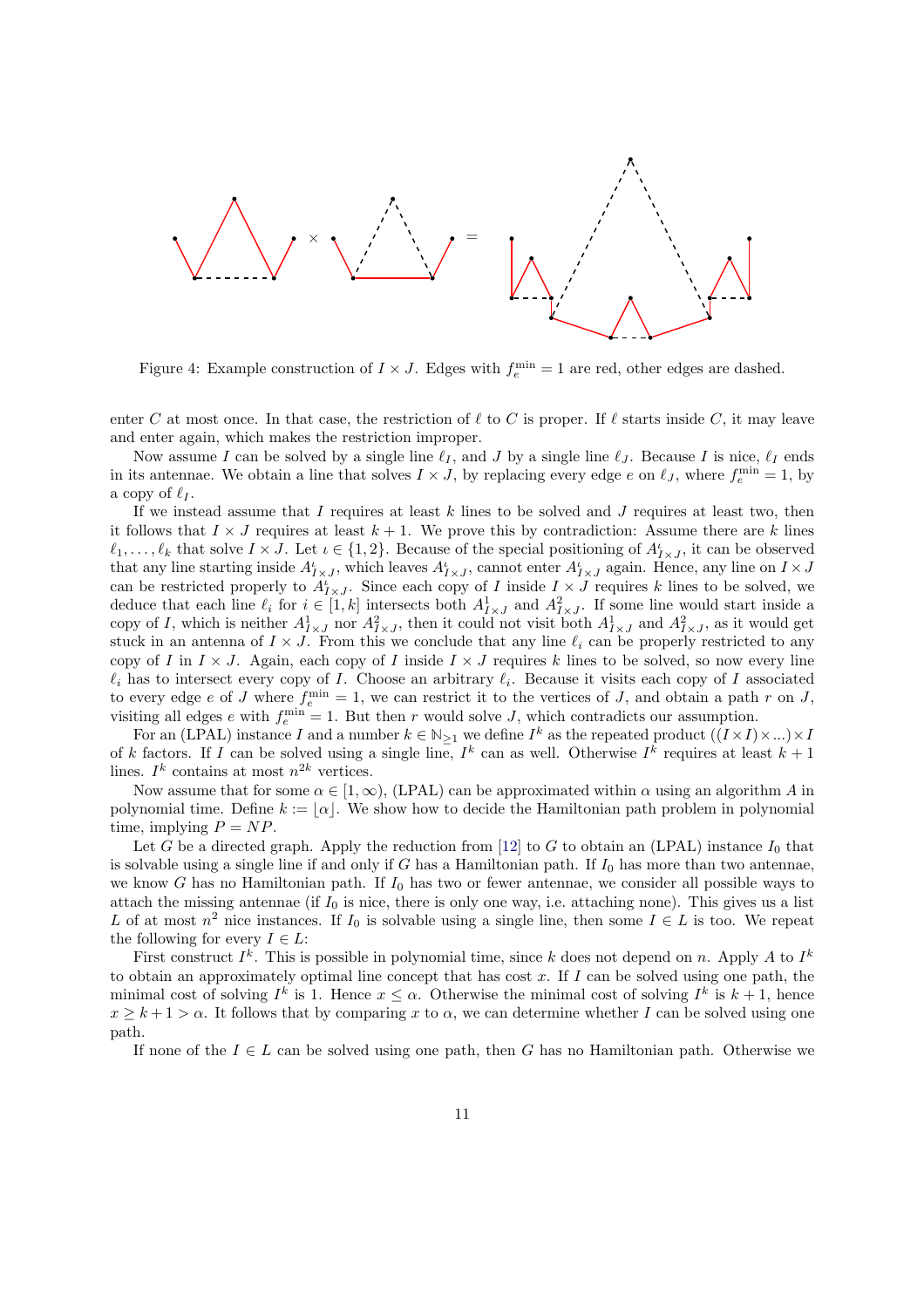Figure 4: Example construction of $I \times J$. Edges with $f_e^{\min} = 1$ are red, other edges are dashed.

enter $C$ at most once. In that case, the restriction of $\ell$ to $C$ is proper. If $\ell$ starts inside $C$, it may leave and enter again, which makes the restriction improper.

Now assume $I$ can be solved by a single line $\ell_I$, and $J$ by a single line $\ell_J$. Because $I$ is nice, $\ell_I$ ends in its antennae. We obtain a line that solves $I \times J$, by replacing every edge $e$ on $\ell_J$, where $f_e^{\min} = 1$, by a copy of $\ell_I$.

If we instead assume that $I$ requires at least $k$ lines to be solved and $J$ requires at least two, then it follows that $I \times J$ requires at least $k+1$. We prove this by contradiction: Assume there are $k$ lines $\ell_1, \dots, \ell_k$ that solve $I \times J$. Let $\iota \in \{1, 2\}$. Because of the special positioning of $A^\iota_{I\times J}$, it can be observed that any line starting inside $A^\iota_{I\times J}$, which leaves $A^\iota_{I\times J}$, cannot enter $A^\iota_{I\times J}$ again. Hence, any line on $I \times J$ can be restricted properly to $A^\iota_{I\times J}$. Since each copy of $I$ inside $I \times J$ requires $k$ lines to be solved, we deduce that each line $\ell_i$ for $i \in [1, k]$ intersects both $A^1_{I\times J}$ and $A^2_{I\times J}$. If some line would start inside a copy of $I$, which is neither $A^1_{I\times J}$ nor $A^2_{I\times J}$, then it could not visit both $A^1_{I\times J}$ and $A^2_{I\times J}$, as it would get stuck in an antenna of $I \times J$. From this we conclude that any line $\ell_i$ can be properly restricted to any copy of $I$ in $I \times J$. Again, each copy of $I$ inside $I \times J$ requires $k$ lines to be solved, so now every line $\ell_i$ has to intersect every copy of $I$. Choose an arbitrary $\ell_i$. Because it visits each copy of $I$ associated to every edge $e$ of $J$ where $f_e^{\min} = 1$, we can restrict it to the vertices of $J$, and obtain a path $r$ on $J$, visiting all edges $e$ with $f_e^{\min} = 1$. But then $r$ would solve $J$, which contradicts our assumption.

For an (LPAL) instance $I$ and a number $k \in \mathbb{N}_{\geq 1}$ we define $I^k$ as the repeated product $((I \times I) \times \dots) \times I$ of $k$ factors. If $I$ can be solved using a single line, $I^k$ can as well. Otherwise $I^k$ requires at least $k+1$ lines. $I^k$ contains at most $n^{2k}$ vertices.

Now assume that for some $\alpha \in [1, \infty)$, (LPAL) can be approximated within $\alpha$ using an algorithm $A$ in polynomial time. Define $k := \lfloor \alpha \rfloor$. We show how to decide the Hamiltonian path problem in polynomial time, implying $P = NP$.

Let $G$ be a directed graph. Apply the reduction from [12] to $G$ to obtain an (LPAL) instance $I_0$ that is solvable using a single line if and only if $G$ has a Hamiltonian path. If $I_0$ has more than two antennae, we know $G$ has no Hamiltonian path. If $I_0$ has two or fewer antennae, we consider all possible ways to attach the missing antennae (if $I_0$ is nice, there is only one way, i.e. attaching none). This gives us a list $L$ of at most $n^2$ nice instances. If $I_0$ is solvable using a single line, then some $I \in L$ is too. We repeat the following for every $I \in L$:

First construct $I^k$. This is possible in polynomial time, since $k$ does not depend on $n$. Apply $A$ to $I^k$ to obtain an approximately optimal line concept that has cost $x$. If $I$ can be solved using one path, the minimal cost of solving $I^k$ is 1. Hence $x \leq \alpha$. Otherwise the minimal cost of solving $I^k$ is $k+1$, hence $x \geq k+1 > \alpha$. It follows that by comparing $x$ to $\alpha$, we can determine whether $I$ can be solved using one path.

If none of the $I \in L$ can be solved using one path, then $G$ has no Hamiltonian path. Otherwise we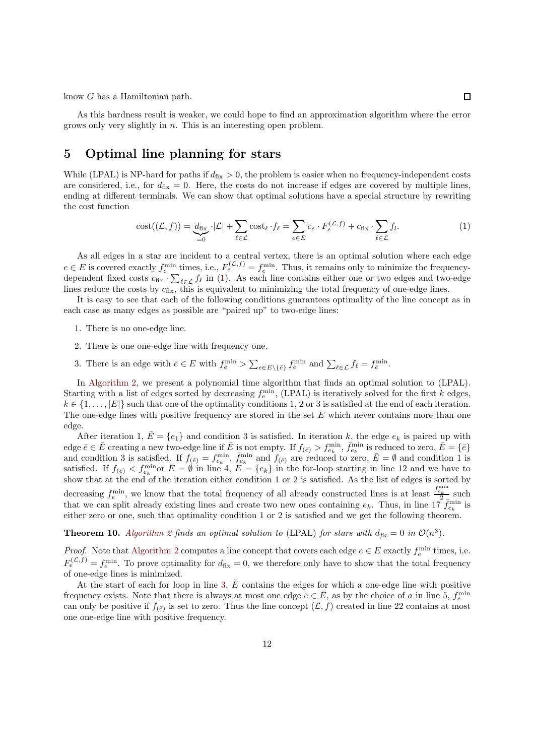know $G$ has a Hamiltonian path. □

As this hardness result is weaker, we could hope to find an approximation algorithm where the error grows only very slightly in $n$. This is an interesting open problem.

## 5 Optimal line planning for stars

While (LPAL) is NP-hard for paths if $d_{\text{fix}} > 0$, the problem is easier when no frequency-independent costs are considered, i.e., for $d_{\text{fix}} = 0$. Here, the costs do not increase if edges are covered by multiple lines, ending at different terminals. We can show that optimal solutions have a special structure by rewriting the cost function

$$\text{cost}((\mathcal{L}, f)) = \underbrace{d_{\text{fix}}}_{=0} \cdot |\mathcal{L}| + \sum_{\ell \in \mathcal{L}} \text{cost}_\ell \cdot f_\ell = \sum_{e \in E} c_e \cdot F_e^{(\mathcal{L},f)} + c_{\text{fix}} \cdot \sum_{\ell \in \mathcal{L}} f_\ell. \tag{1}$$

As all edges in a star are incident to a central vertex, there is an optimal solution where each edge $e \in E$ is covered exactly $f_e^{\min}$ times, i.e., $F_e^{(\mathcal{L},f)} = f_e^{\min}$. Thus, it remains only to minimize the frequency-dependent fixed costs $c_{\text{fix}} \cdot \sum_{\ell \in \mathcal{L}} f_\ell$ in (1). As each line contains either one or two edges and two-edge lines reduce the costs by $c_{\text{fix}}$, this is equivalent to minimizing the total frequency of one-edge lines.

It is easy to see that each of the following conditions guarantees optimality of the line concept as in each case as many edges as possible are "paired up" to two-edge lines:

1. There is no one-edge line.
2. There is one one-edge line with frequency one.
3. There is an edge with $\bar{e} \in E$ with $f_{\bar{e}}^{\min} > \sum_{e \in E \setminus \{\bar{e}\}} f_e^{\min}$ and $\sum_{\ell \in \mathcal{L}} f_\ell = f_{\bar{e}}^{\min}$.

In Algorithm 2, we present a polynomial time algorithm that finds an optimal solution to (LPAL). Starting with a list of edges sorted by decreasing $f_e^{\min}$, (LPAL) is iteratively solved for the first $k$ edges, $k \in \{1, \dots, |E|\}$ such that one of the optimality conditions 1, 2 or 3 is satisfied at the end of each iteration. The one-edge lines with positive frequency are stored in the set $\bar{E}$ which never contains more than one edge.

After iteration 1, $\bar{E} = \{e_1\}$ and condition 3 is satisfied. In iteration $k$, the edge $e_k$ is paired up with edge $\bar{e} \in \bar{E}$ creating a new two-edge line if $\bar{E}$ is not empty. If $f_{(\bar{e})} > f_{e_k}^{\min}$, $\bar{f}_{e_k}^{\min}$ is reduced to zero, $\bar{E} = \{\bar{e}\}$ and condition 3 is satisfied. If $f_{(\bar{e})} = f_{e_k}^{\min}$, $\bar{f}_{e_k}^{\min}$ and $f_{(\bar{e})}$ are reduced to zero, $\bar{E} = \emptyset$ and condition 1 is satisfied. If $f_{(\bar{e})} < f_{e_k}^{\min}$or $\bar{E} = \emptyset$ in line 4, $\bar{E} = \{e_k\}$ in the for-loop starting in line 12 and we have to show that at the end of the iteration either condition 1 or 2 is satisfied. As the list of edges is sorted by decreasing $f_e^{\min}$, we know that the total frequency of all already constructed lines is at least $\frac{f_{e_k}^{\min}}{2}$ such that we can split already existing lines and create two new ones containing $e_k$. Thus, in line 17 $\bar{f}_{e_k}^{\min}$ is either zero or one, such that optimality condition 1 or 2 is satisfied and we get the following theorem.

**Theorem 10.** *Algorithm 2 finds an optimal solution to* (LPAL) *for stars with $d_{\mathit{fix}} = 0$ in $\mathcal{O}(n^3)$.*

*Proof.* Note that Algorithm 2 computes a line concept that covers each edge $e \in E$ exactly $f_e^{\min}$ times, i.e. $F_e^{(\mathcal{L},f)} = f_e^{\min}$. To prove optimality for $d_{\text{fix}} = 0$, we therefore only have to show that the total frequency of one-edge lines is minimized.

At the start of each for loop in line 3, $\bar{E}$ contains the edges for which a one-edge line with positive frequency exists. Note that there is always at most one edge $\bar{e} \in \bar{E}$, as by the choice of $a$ in line 5, $f_e^{\min}$ can only be positive if $f_{(\bar{e})}$ is set to zero. Thus the line concept $(\mathcal{L}, f)$ created in line 22 contains at most one one-edge line with positive frequency.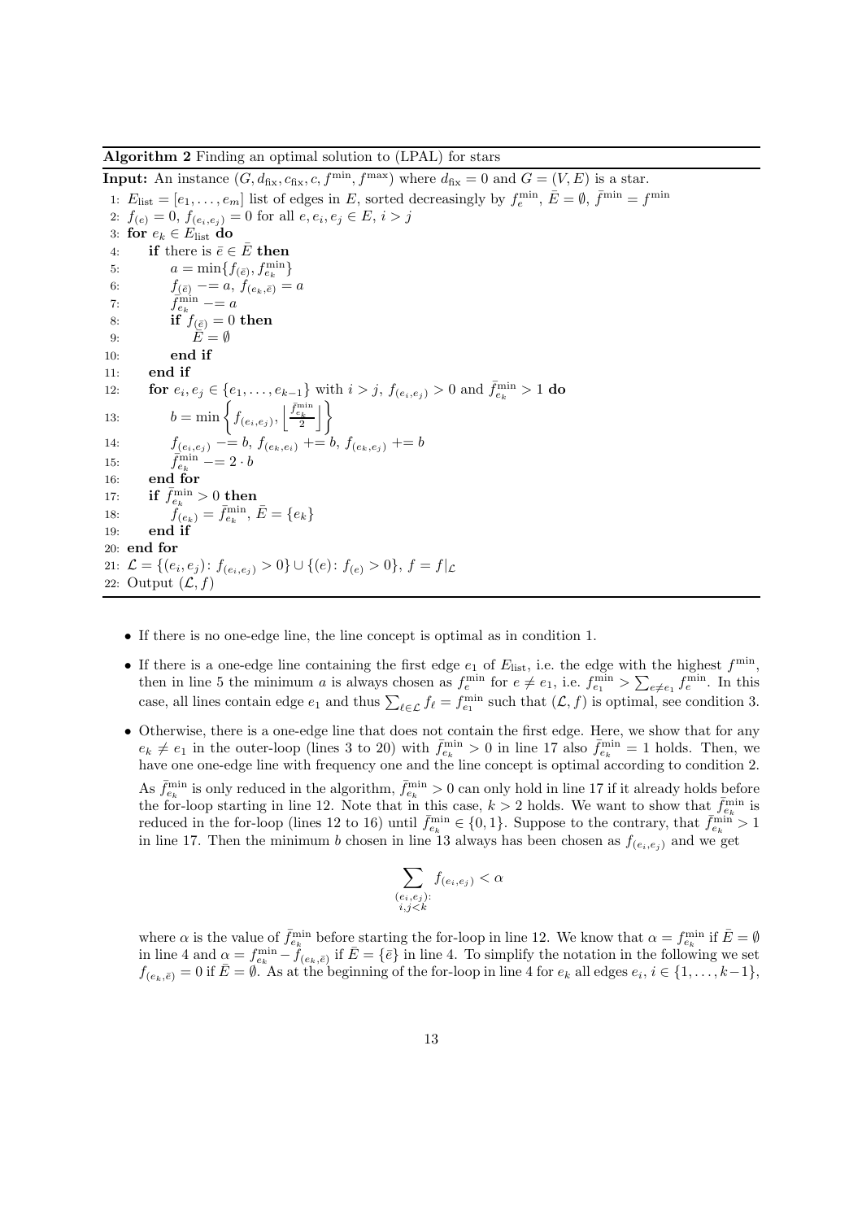**Algorithm 2** Finding an optimal solution to (LPAL) for stars

```
Input: An instance (G, d_fix, c_fix, c, f^min, f^max) where d_fix = 0 and G = (V, E) is a star.
 1: E_list = [e_1, ..., e_m] list of edges in E, sorted decreasingly by f^min_e, Ē = ∅, f̄^min = f^min
 2: f_(e) = 0, f_(e_i,e_j) = 0 for all e, e_i, e_j ∈ E, i > j
 3: for e_k ∈ E_list do
 4:     if there is ē ∈ Ē then
 5:         a = min{f_(ē), f̄^min_{e_k}}
 6:         f_(ē) −= a, f_(e_k,ē) = a
 7:         f̄^min_{e_k} −= a
 8:         if f_(ē) = 0 then
 9:             Ē = ∅
10:         end if
11:     end if
12:     for e_i, e_j ∈ {e_1, ..., e_{k−1}} with i > j, f_(e_i,e_j) > 0 and f̄^min_{e_k} > 1 do
13:         b = min{ f_(e_i,e_j), ⌊f̄^min_{e_k} / 2⌋ }
14:         f_(e_i,e_j) −= b, f_(e_k,e_i) += b, f_(e_k,e_j) += b
15:         f̄^min_{e_k} −= 2 · b
16:     end for
17:     if f̄^min_{e_k} > 0 then
18:         f_(e_k) = f̄^min_{e_k}, Ē = {e_k}
19:     end if
20: end for
21: L = {(e_i, e_j): f_(e_i,e_j) > 0} ∪ {(e): f_(e) > 0}, f = f|_L
22: Output (L, f)
```

- If there is no one-edge line, the line concept is optimal as in condition 1.
- If there is a one-edge line containing the first edge $e_1$ of $E_{\text{list}}$, i.e. the edge with the highest $f^{\min}$, then in line 5 the minimum $a$ is always chosen as $f^{\min}_e$ for $e \neq e_1$, i.e. $f^{\min}_{e_1} > \sum_{e \neq e_1} f^{\min}_e$. In this case, all lines contain edge $e_1$ and thus $\sum_{\ell \in \mathcal{L}} f_\ell = f^{\min}_{e_1}$ such that $(\mathcal{L}, f)$ is optimal, see condition 3.
- Otherwise, there is a one-edge line that does not contain the first edge. Here, we show that for any $e_k \neq e_1$ in the outer-loop (lines 3 to 20) with $\bar{f}^{\min}_{e_k} > 0$ in line 17 also $\bar{f}^{\min}_{e_k} = 1$ holds. Then, we have one one-edge line with frequency one and the line concept is optimal according to condition 2.

  As $\bar{f}^{\min}_{e_k}$ is only reduced in the algorithm, $\bar{f}^{\min}_{e_k} > 0$ can only hold in line 17 if it already holds before the for-loop starting in line 12. Note that in this case, $k > 2$ holds. We want to show that $\bar{f}^{\min}_{e_k}$ is reduced in the for-loop (lines 12 to 16) until $\bar{f}^{\min}_{e_k} \in \{0, 1\}$. Suppose to the contrary, that $\bar{f}^{\min}_{e_k} > 1$ in line 17. Then the minimum $b$ chosen in line 13 always has been chosen as $f_{(e_i,e_j)}$ and we get

$$\sum_{\substack{(e_i,e_j):\\ i,j<k}} f_{(e_i,e_j)} < \alpha$$

  where $\alpha$ is the value of $\bar{f}^{\min}_{e_k}$ before starting the for-loop in line 12. We know that $\alpha = f^{\min}_{e_k}$ if $\bar{E} = \emptyset$ in line 4 and $\alpha = f^{\min}_{e_k} - f_{(e_k,\bar{e})}$ if $\bar{E} = \{\bar{e}\}$ in line 4. To simplify the notation in the following we set $f_{(e_k,\bar{e})} = 0$ if $\bar{E} = \emptyset$. As at the beginning of the for-loop in line 4 for $e_k$ all edges $e_i$, $i \in \{1, \ldots, k-1\}$,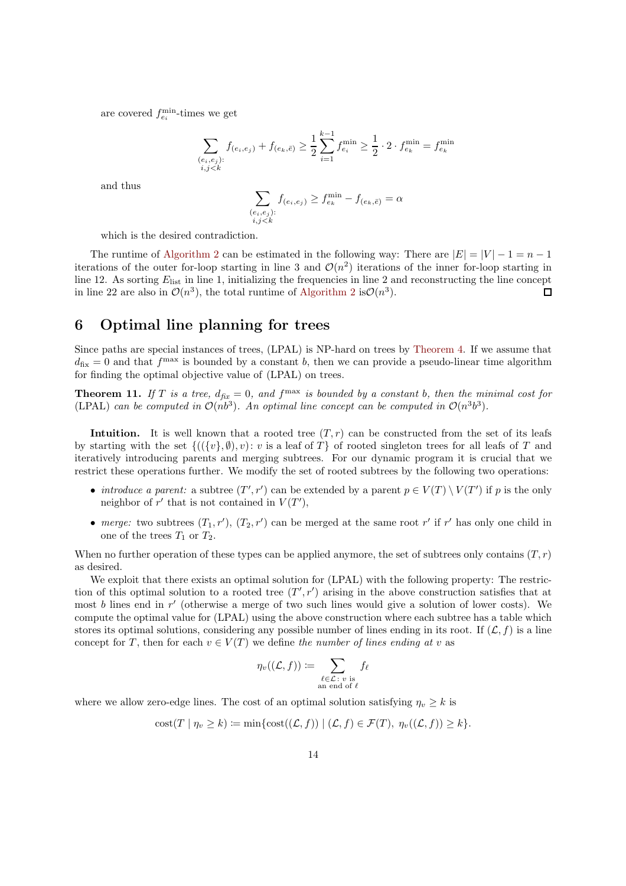are covered $f^{\min}_{e_i}$-times we get

$$\sum_{\substack{(e_i,e_j):\\ i,j<k}} f_{(e_i,e_j)} + f_{(e_k,\bar{e})} \geq \frac{1}{2}\sum_{i=1}^{k-1} f^{\min}_{e_i} \geq \frac{1}{2}\cdot 2 \cdot f^{\min}_{e_k} = f^{\min}_{e_k}$$

and thus

$$\sum_{\substack{(e_i,e_j):\\ i,j<k}} f_{(e_i,e_j)} \geq f^{\min}_{e_k} - f_{(e_k,\bar{e})} = \alpha$$

which is the desired contradiction.

The runtime of Algorithm 2 can be estimated in the following way: There are $|E| = |V| - 1 = n - 1$ iterations of the outer for-loop starting in line 3 and $\mathcal{O}(n^2)$ iterations of the inner for-loop starting in line 12. As sorting $E_{\text{list}}$ in line 1, initializing the frequencies in line 2 and reconstructing the line concept in line 22 are also in $\mathcal{O}(n^3)$, the total runtime of Algorithm 2 is$\mathcal{O}(n^3)$. ◻

## 6 Optimal line planning for trees

Since paths are special instances of trees, (LPAL) is NP-hard on trees by Theorem 4. If we assume that $d_{\text{fix}} = 0$ and that $f^{\max}$ is bounded by a constant $b$, then we can provide a pseudo-linear time algorithm for finding the optimal objective value of (LPAL) on trees.

**Theorem 11.** *If $T$ is a tree, $d_{fix} = 0$, and $f^{\max}$ is bounded by a constant $b$, then the minimal cost for* (LPAL) *can be computed in $\mathcal{O}(nb^3)$. An optimal line concept can be computed in $\mathcal{O}(n^3b^3)$.*

**Intuition.** It is well known that a rooted tree $(T, r)$ can be constructed from the set of its leafs by starting with the set $\{((\{v\}, \emptyset), v) : v \text{ is a leaf of } T\}$ of rooted singleton trees for all leafs of $T$ and iteratively introducing parents and merging subtrees. For our dynamic program it is crucial that we restrict these operations further. We modify the set of rooted subtrees by the following two operations:

- *introduce a parent:* a subtree $(T', r')$ can be extended by a parent $p \in V(T) \setminus V(T')$ if $p$ is the only neighbor of $r'$ that is not contained in $V(T')$,
- *merge:* two subtrees $(T_1, r')$, $(T_2, r')$ can be merged at the same root $r'$ if $r'$ has only one child in one of the trees $T_1$ or $T_2$.

When no further operation of these types can be applied anymore, the set of subtrees only contains $(T, r)$ as desired.

We exploit that there exists an optimal solution for (LPAL) with the following property: The restriction of this optimal solution to a rooted tree $(T', r')$ arising in the above construction satisfies that at most $b$ lines end in $r'$ (otherwise a merge of two such lines would give a solution of lower costs). We compute the optimal value for (LPAL) using the above construction where each subtree has a table which stores its optimal solutions, considering any possible number of lines ending in its root. If $(\mathcal{L}, f)$ is a line concept for $T$, then for each $v \in V(T)$ we define *the number of lines ending at* $v$ as

$$\eta_v((\mathcal{L}, f)) \coloneqq \sum_{\substack{\ell \in \mathcal{L}:\, v \text{ is}\\ \text{an end of } \ell}} f_\ell$$

where we allow zero-edge lines. The cost of an optimal solution satisfying $\eta_v \geq k$ is

$$\text{cost}(T \mid \eta_v \geq k) \coloneqq \min\{\text{cost}((\mathcal{L}, f)) \mid (\mathcal{L}, f) \in \mathcal{F}(T),\ \eta_v((\mathcal{L}, f)) \geq k\}.$$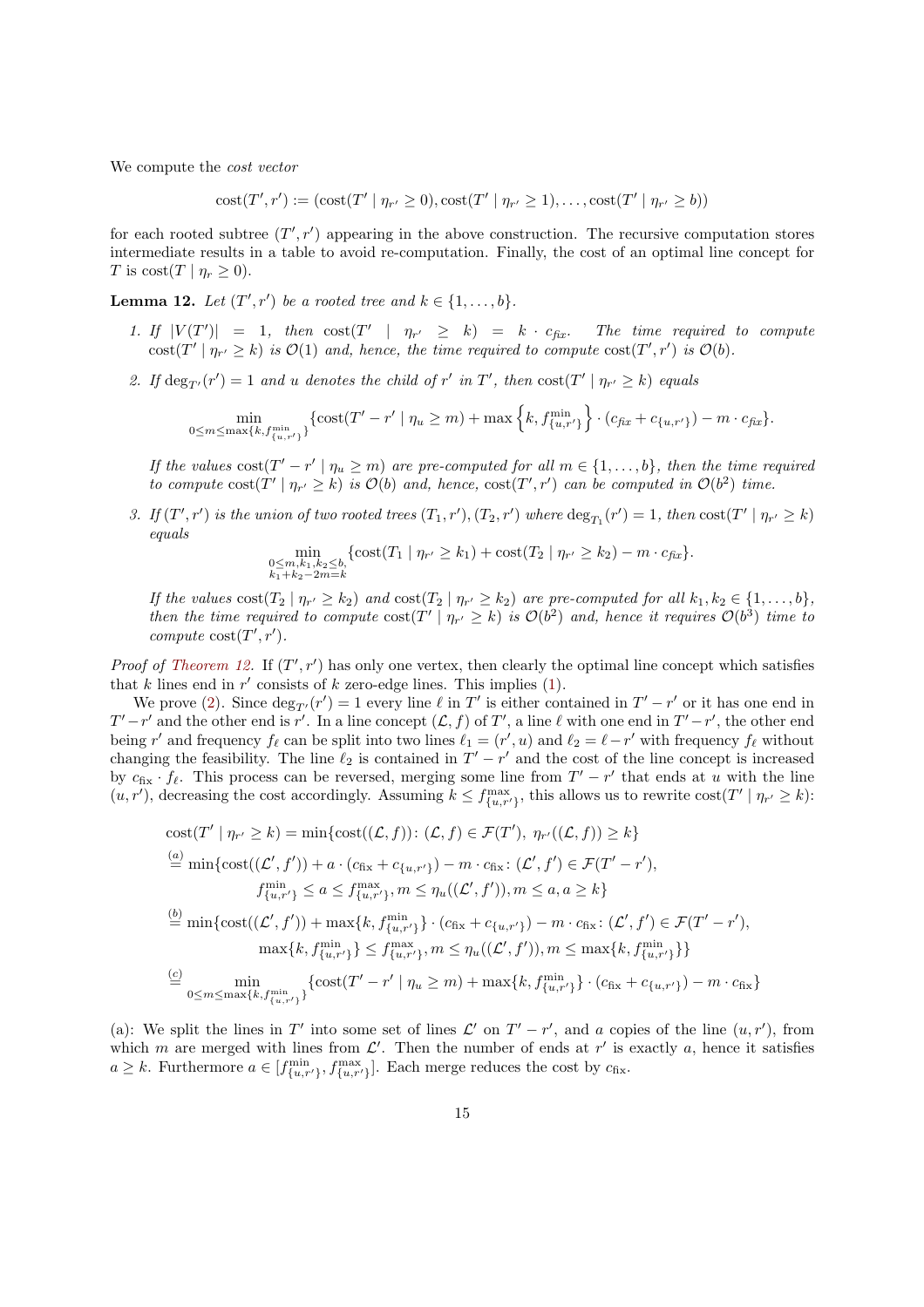We compute the *cost vector*

$$\text{cost}(T', r') := (\text{cost}(T' \mid \eta_{r'} \geq 0), \text{cost}(T' \mid \eta_{r'} \geq 1), \ldots, \text{cost}(T' \mid \eta_{r'} \geq b))$$

for each rooted subtree $(T', r')$ appearing in the above construction. The recursive computation stores intermediate results in a table to avoid re-computation. Finally, the cost of an optimal line concept for $T$ is $\text{cost}(T \mid \eta_r \geq 0)$.

**Lemma 12.** *Let $(T', r')$ be a rooted tree and $k \in \{1, \ldots, b\}$.*

1. *If $|V(T')| = 1$, then $\text{cost}(T' \mid \eta_{r'} \geq k) = k \cdot c_{fix}$. The time required to compute $\text{cost}(T' \mid \eta_{r'} \geq k)$ is $\mathcal{O}(1)$ and, hence, the time required to compute $\text{cost}(T', r')$ is $\mathcal{O}(b)$.*

2. *If $\deg_{T'}(r') = 1$ and $u$ denotes the child of $r'$ in $T'$, then $\text{cost}(T' \mid \eta_{r'} \geq k)$ equals*

$$\min_{0 \leq m \leq \max\{k, f^{\min}_{\{u,r'\}}\}} \{\text{cost}(T' - r' \mid \eta_u \geq m) + \max\left\{k, f^{\min}_{\{u,r'\}}\right\} \cdot (c_{fix} + c_{\{u,r'\}}) - m \cdot c_{fix}\}.$$

   *If the values $\text{cost}(T' - r' \mid \eta_u \geq m)$ are pre-computed for all $m \in \{1, \ldots, b\}$, then the time required to compute $\text{cost}(T' \mid \eta_{r'} \geq k)$ is $\mathcal{O}(b)$ and, hence, $\text{cost}(T', r')$ can be computed in $\mathcal{O}(b^2)$ time.*

3. *If $(T', r')$ is the union of two rooted trees $(T_1, r'), (T_2, r')$ where $\deg_{T_1}(r') = 1$, then $\text{cost}(T' \mid \eta_{r'} \geq k)$ equals*

$$\min_{\substack{0 \leq m, k_1, k_2 \leq b, \\ k_1 + k_2 - 2m = k}} \{\text{cost}(T_1 \mid \eta_{r'} \geq k_1) + \text{cost}(T_2 \mid \eta_{r'} \geq k_2) - m \cdot c_{fix}\}.$$

   *If the values $\text{cost}(T_2 \mid \eta_{r'} \geq k_2)$ and $\text{cost}(T_2 \mid \eta_{r'} \geq k_2)$ are pre-computed for all $k_1, k_2 \in \{1, \ldots, b\}$, then the time required to compute $\text{cost}(T' \mid \eta_{r'} \geq k)$ is $\mathcal{O}(b^2)$ and, hence it requires $\mathcal{O}(b^3)$ time to compute $\text{cost}(T', r')$.*

*Proof of Theorem 12.* If $(T', r')$ has only one vertex, then clearly the optimal line concept which satisfies that $k$ lines end in $r'$ consists of $k$ zero-edge lines. This implies (1).

We prove (2). Since $\deg_{T'}(r') = 1$ every line $\ell$ in $T'$ is either contained in $T' - r'$ or it has one end in $T' - r'$ and the other end is $r'$. In a line concept $(\mathcal{L}, f)$ of $T'$, a line $\ell$ with one end in $T' - r'$, the other end being $r'$ and frequency $f_\ell$ can be split into two lines $\ell_1 = (r', u)$ and $\ell_2 = \ell - r'$ with frequency $f_\ell$ without changing the feasibility. The line $\ell_2$ is contained in $T' - r'$ and the cost of the line concept is increased by $c_{\text{fix}} \cdot f_\ell$. This process can be reversed, merging some line from $T' - r'$ that ends at $u$ with the line $(u, r')$, decreasing the cost accordingly. Assuming $k \leq f^{\max}_{\{u,r'\}}$, this allows us to rewrite $\text{cost}(T' \mid \eta_{r'} \geq k)$:

$$\begin{aligned}
\text{cost}(T' \mid \eta_{r'} \geq k) &= \min\{\text{cost}((\mathcal{L}, f)) \colon (\mathcal{L}, f) \in \mathcal{F}(T'),\ \eta_{r'}((\mathcal{L}, f)) \geq k\} \\
&\overset{(a)}{=} \min\{\text{cost}((\mathcal{L}', f')) + a \cdot (c_{\text{fix}} + c_{\{u,r'\}}) - m \cdot c_{\text{fix}} \colon (\mathcal{L}', f') \in \mathcal{F}(T' - r'), \\
&\qquad f^{\min}_{\{u,r'\}} \leq a \leq f^{\max}_{\{u,r'\}}, m \leq \eta_u((\mathcal{L}', f')), m \leq a, a \geq k\} \\
&\overset{(b)}{=} \min\{\text{cost}((\mathcal{L}', f')) + \max\{k, f^{\min}_{\{u,r'\}}\} \cdot (c_{\text{fix}} + c_{\{u,r'\}}) - m \cdot c_{\text{fix}} \colon (\mathcal{L}', f') \in \mathcal{F}(T' - r'), \\
&\qquad \max\{k, f^{\min}_{\{u,r'\}}\} \leq f^{\max}_{\{u,r'\}}, m \leq \eta_u((\mathcal{L}', f')), m \leq \max\{k, f^{\min}_{\{u,r'\}}\}\} \\
&\overset{(c)}{=} \min_{0 \leq m \leq \max\{k, f^{\min}_{\{u,r'\}}\}} \{\text{cost}(T' - r' \mid \eta_u \geq m) + \max\{k, f^{\min}_{\{u,r'\}}\} \cdot (c_{\text{fix}} + c_{\{u,r'\}}) - m \cdot c_{\text{fix}}\}
\end{aligned}$$

(a): We split the lines in $T'$ into some set of lines $\mathcal{L}'$ on $T' - r'$, and $a$ copies of the line $(u, r')$, from which $m$ are merged with lines from $\mathcal{L}'$. Then the number of ends at $r'$ is exactly $a$, hence it satisfies $a \geq k$. Furthermore $a \in [f^{\min}_{\{u,r'\}}, f^{\max}_{\{u,r'\}}]$. Each merge reduces the cost by $c_{\text{fix}}$.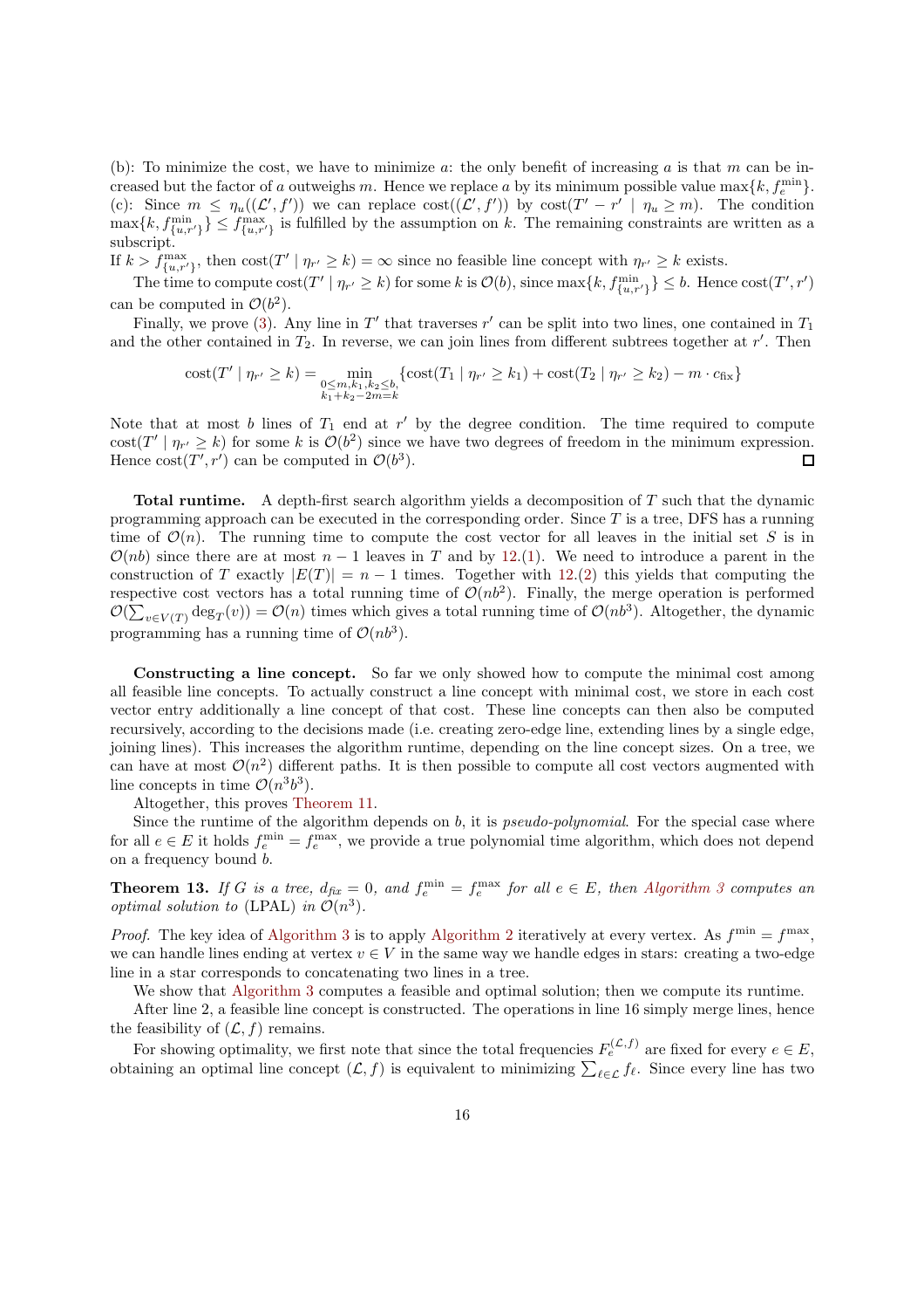(b): To minimize the cost, we have to minimize $a$: the only benefit of increasing $a$ is that $m$ can be increased but the factor of $a$ outweighs $m$. Hence we replace $a$ by its minimum possible value $\max\{k, f_e^{\min}\}$.
(c): Since $m \leq \eta_u((\mathcal{L}', f'))$ we can replace $\text{cost}((\mathcal{L}', f'))$ by $\text{cost}(T' - r' \mid \eta_u \geq m)$. The condition $\max\{k, f_{\{u,r'\}}^{\min}\} \leq f_{\{u,r'\}}^{\max}$ is fulfilled by the assumption on $k$. The remaining constraints are written as a subscript.
If $k > f_{\{u,r'\}}^{\max}$, then $\text{cost}(T' \mid \eta_{r'} \geq k) = \infty$ since no feasible line concept with $\eta_{r'} \geq k$ exists.

The time to compute $\text{cost}(T' \mid \eta_{r'} \geq k)$ for some $k$ is $\mathcal{O}(b)$, since $\max\{k, f_{\{u,r'\}}^{\min}\} \leq b$. Hence $\text{cost}(T', r')$ can be computed in $\mathcal{O}(b^2)$.

Finally, we prove (3). Any line in $T'$ that traverses $r'$ can be split into two lines, one contained in $T_1$ and the other contained in $T_2$. In reverse, we can join lines from different subtrees together at $r'$. Then

$$\text{cost}(T' \mid \eta_{r'} \geq k) = \min_{\substack{0 \leq m, k_1, k_2 \leq b, \\ k_1 + k_2 - 2m = k}} \{\text{cost}(T_1 \mid \eta_{r'} \geq k_1) + \text{cost}(T_2 \mid \eta_{r'} \geq k_2) - m \cdot c_{\text{fix}}\}$$

Note that at most $b$ lines of $T_1$ end at $r'$ by the degree condition. The time required to compute $\text{cost}(T' \mid \eta_{r'} \geq k)$ for some $k$ is $\mathcal{O}(b^2)$ since we have two degrees of freedom in the minimum expression. Hence $\text{cost}(T', r')$ can be computed in $\mathcal{O}(b^3)$. □

**Total runtime.** A depth-first search algorithm yields a decomposition of $T$ such that the dynamic programming approach can be executed in the corresponding order. Since $T$ is a tree, DFS has a running time of $\mathcal{O}(n)$. The running time to compute the cost vector for all leaves in the initial set $S$ is in $\mathcal{O}(nb)$ since there are at most $n-1$ leaves in $T$ and by 12.(1). We need to introduce a parent in the construction of $T$ exactly $|E(T)| = n-1$ times. Together with 12.(2) this yields that computing the respective cost vectors has a total running time of $\mathcal{O}(nb^2)$. Finally, the merge operation is performed $\mathcal{O}(\sum_{v \in V(T)} \deg_T(v)) = \mathcal{O}(n)$ times which gives a total running time of $\mathcal{O}(nb^3)$. Altogether, the dynamic programming has a running time of $\mathcal{O}(nb^3)$.

**Constructing a line concept.** So far we only showed how to compute the minimal cost among all feasible line concepts. To actually construct a line concept with minimal cost, we store in each cost vector entry additionally a line concept of that cost. These line concepts can then also be computed recursively, according to the decisions made (i.e. creating zero-edge line, extending lines by a single edge, joining lines). This increases the algorithm runtime, depending on the line concept sizes. On a tree, we can have at most $\mathcal{O}(n^2)$ different paths. It is then possible to compute all cost vectors augmented with line concepts in time $\mathcal{O}(n^3 b^3)$.

Altogether, this proves Theorem 11.

Since the runtime of the algorithm depends on $b$, it is *pseudo-polynomial*. For the special case where for all $e \in E$ it holds $f_e^{\min} = f_e^{\max}$, we provide a true polynomial time algorithm, which does not depend on a frequency bound $b$.

**Theorem 13.** *If $G$ is a tree, $d_{fix} = 0$, and $f_e^{\min} = f_e^{\max}$ for all $e \in E$, then Algorithm 3 computes an optimal solution to* (LPAL) *in $\mathcal{O}(n^3)$.*

*Proof.* The key idea of Algorithm 3 is to apply Algorithm 2 iteratively at every vertex. As $f^{\min} = f^{\max}$, we can handle lines ending at vertex $v \in V$ in the same way we handle edges in stars: creating a two-edge line in a star corresponds to concatenating two lines in a tree.

We show that Algorithm 3 computes a feasible and optimal solution; then we compute its runtime.

After line 2, a feasible line concept is constructed. The operations in line 16 simply merge lines, hence the feasibility of $(\mathcal{L}, f)$ remains.

For showing optimality, we first note that since the total frequencies $F_e^{(\mathcal{L},f)}$ are fixed for every $e \in E$, obtaining an optimal line concept $(\mathcal{L}, f)$ is equivalent to minimizing $\sum_{\ell \in \mathcal{L}} f_\ell$. Since every line has two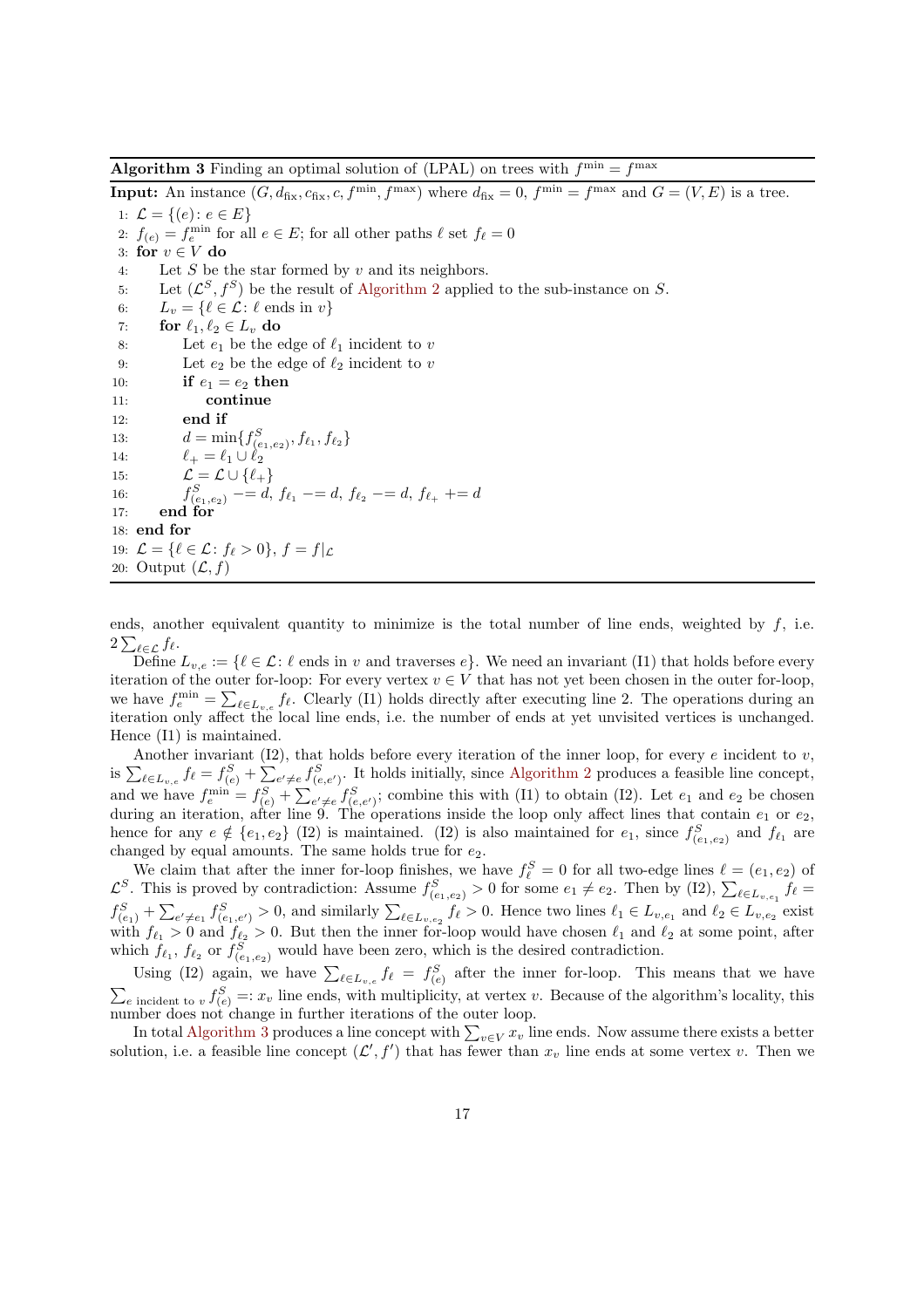**Algorithm 3** Finding an optimal solution of (LPAL) on trees with $f^{\max} = f^{\max}$

**Input:** An instance $(G, d_{\text{fix}}, c_{\text{fix}}, c, f^{\min}, f^{\max})$ where $d_{\text{fix}} = 0$, $f^{\min} = f^{\max}$ and $G = (V, E)$ is a tree.

```
1: L = {(e): e ∈ E}
2: f_(e) = f_e^min for all e ∈ E; for all other paths ℓ set f_ℓ = 0
3: for v ∈ V do
4:     Let S be the star formed by v and its neighbors.
5:     Let (L^S, f^S) be the result of Algorithm 2 applied to the sub-instance on S.
6:     L_v = {ℓ ∈ L: ℓ ends in v}
7:     for ℓ1, ℓ2 ∈ L_v do
8:         Let e1 be the edge of ℓ1 incident to v
9:         Let e2 be the edge of ℓ2 incident to v
10:        if e1 = e2 then
11:            continue
12:        end if
13:        d = min{f^S_(e1,e2), f_ℓ1, f_ℓ2}
14:        ℓ+ = ℓ1 ∪ ℓ2
15:        L = L ∪ {ℓ+}
16:        f^S_(e1,e2) −= d, f_ℓ1 −= d, f_ℓ2 −= d, f_ℓ+ += d
17:    end for
18: end for
19: L = {ℓ ∈ L: f_ℓ > 0}, f = f|_L
20: Output (L, f)
```

ends, another equivalent quantity to minimize is the total number of line ends, weighted by $f$, i.e. $2\sum_{\ell \in \mathcal{L}} f_\ell$.

Define $L_{v,e} := \{\ell \in \mathcal{L} \colon \ell \text{ ends in } v \text{ and traverses } e\}$. We need an invariant (I1) that holds before every iteration of the outer for-loop: For every vertex $v \in V$ that has not yet been chosen in the outer for-loop, we have $f_e^{\min} = \sum_{\ell \in L_{v,e}} f_\ell$. Clearly (I1) holds directly after executing line 2. The operations during an iteration only affect the local line ends, i.e. the number of ends at yet unvisited vertices is unchanged. Hence (I1) is maintained.

Another invariant (I2), that holds before every iteration of the inner loop, for every $e$ incident to $v$, is $\sum_{\ell \in L_{v,e}} f_\ell = f^S_{(e)} + \sum_{e' \neq e} f^S_{(e,e')}$. It holds initially, since Algorithm 2 produces a feasible line concept, and we have $f_e^{\min} = f^S_{(e)} + \sum_{e' \neq e} f^S_{(e,e')}$; combine this with (I1) to obtain (I2). Let $e_1$ and $e_2$ be chosen during an iteration, after line 9. The operations inside the loop only affect lines that contain $e_1$ or $e_2$, hence for any $e \notin \{e_1, e_2\}$ (I2) is maintained. (I2) is also maintained for $e_1$, since $f^S_{(e_1,e_2)}$ and $f_{\ell_1}$ are changed by equal amounts. The same holds true for $e_2$.

We claim that after the inner for-loop finishes, we have $f^S_\ell = 0$ for all two-edge lines $\ell = (e_1, e_2)$ of $\mathcal{L}^S$. This is proved by contradiction: Assume $f^S_{(e_1,e_2)} > 0$ for some $e_1 \neq e_2$. Then by (I2), $\sum_{\ell \in L_{v,e_1}} f_\ell = f^S_{(e_1)} + \sum_{e' \neq e_1} f^S_{(e_1,e')} > 0$, and similarly $\sum_{\ell \in L_{v,e_2}} f_\ell > 0$. Hence two lines $\ell_1 \in L_{v,e_1}$ and $\ell_2 \in L_{v,e_2}$ exist with $f_{\ell_1} > 0$ and $f_{\ell_2} > 0$. But then the inner for-loop would have chosen $\ell_1$ and $\ell_2$ at some point, after which $f_{\ell_1}$, $f_{\ell_2}$ or $f^S_{(e_1,e_2)}$ would have been zero, which is the desired contradiction.

Using (I2) again, we have $\sum_{\ell \in L_{v,e}} f_\ell = f^S_{(e)}$ after the inner for-loop. This means that we have $\sum_{e \text{ incident to } v} f^S_{(e)} =: x_v$ line ends, with multiplicity, at vertex $v$. Because of the algorithm's locality, this number does not change in further iterations of the outer loop.

In total Algorithm 3 produces a line concept with $\sum_{v \in V} x_v$ line ends. Now assume there exists a better solution, i.e. a feasible line concept $(\mathcal{L}', f')$ that has fewer than $x_v$ line ends at some vertex $v$. Then we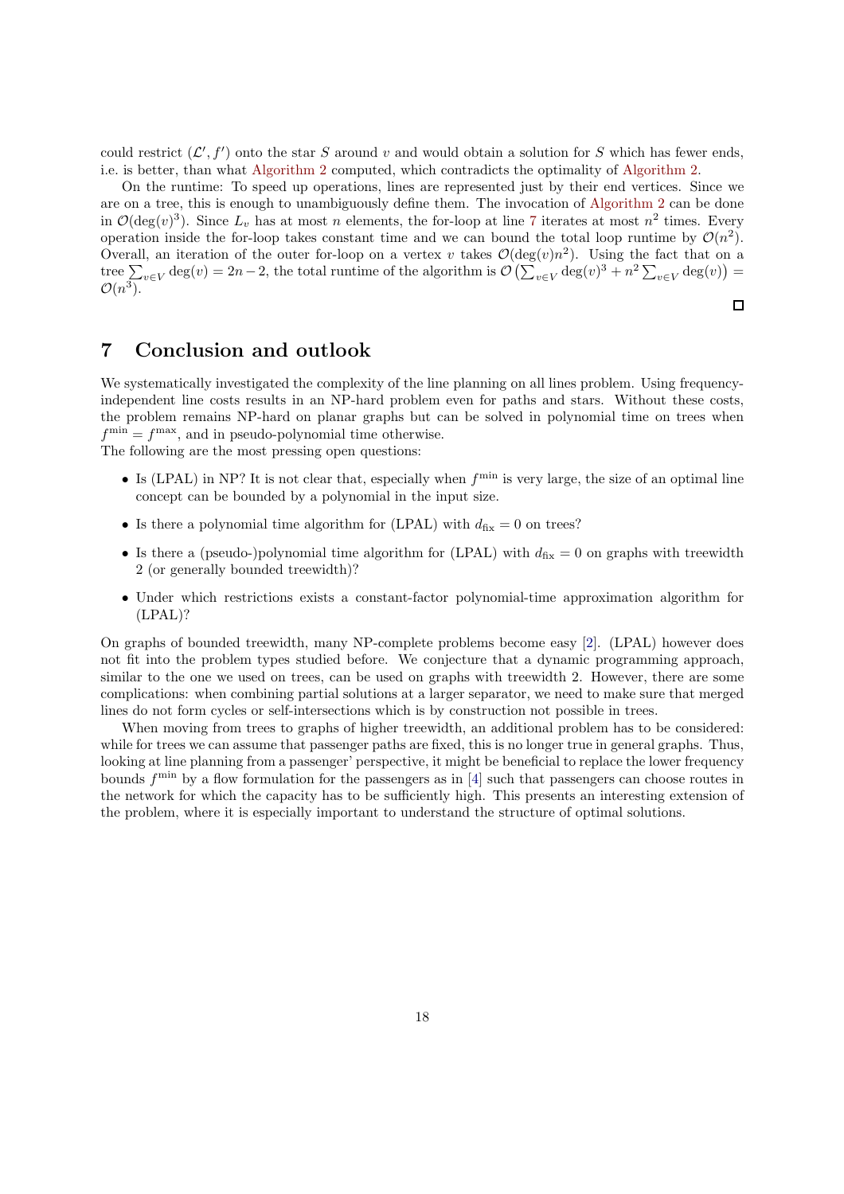could restrict $(\mathcal{L}', f')$ onto the star $S$ around $v$ and would obtain a solution for $S$ which has fewer ends, i.e. is better, than what Algorithm 2 computed, which contradicts the optimality of Algorithm 2.

On the runtime: To speed up operations, lines are represented just by their end vertices. Since we are on a tree, this is enough to unambiguously define them. The invocation of Algorithm 2 can be done in $\mathcal{O}(\deg(v)^3)$. Since $L_v$ has at most $n$ elements, the for-loop at line 7 iterates at most $n^2$ times. Every operation inside the for-loop takes constant time and we can bound the total loop runtime by $\mathcal{O}(n^2)$. Overall, an iteration of the outer for-loop on a vertex $v$ takes $\mathcal{O}(\deg(v)n^2)$. Using the fact that on a tree $\sum_{v\in V} \deg(v) = 2n-2$, the total runtime of the algorithm is $\mathcal{O}\left(\sum_{v\in V} \deg(v)^3 + n^2 \sum_{v\in V} \deg(v)\right) = \mathcal{O}(n^3)$.

□

## 7 Conclusion and outlook

We systematically investigated the complexity of the line planning on all lines problem. Using frequency-independent line costs results in an NP-hard problem even for paths and stars. Without these costs, the problem remains NP-hard on planar graphs but can be solved in polynomial time on trees when $f^{\min} = f^{\max}$, and in pseudo-polynomial time otherwise.
The following are the most pressing open questions:

- Is (LPAL) in NP? It is not clear that, especially when $f^{\min}$ is very large, the size of an optimal line concept can be bounded by a polynomial in the input size.
- Is there a polynomial time algorithm for (LPAL) with $d_{\text{fix}} = 0$ on trees?
- Is there a (pseudo-)polynomial time algorithm for (LPAL) with $d_{\text{fix}} = 0$ on graphs with treewidth 2 (or generally bounded treewidth)?
- Under which restrictions exists a constant-factor polynomial-time approximation algorithm for (LPAL)?

On graphs of bounded treewidth, many NP-complete problems become easy [2]. (LPAL) however does not fit into the problem types studied before. We conjecture that a dynamic programming approach, similar to the one we used on trees, can be used on graphs with treewidth 2. However, there are some complications: when combining partial solutions at a larger separator, we need to make sure that merged lines do not form cycles or self-intersections which is by construction not possible in trees.

When moving from trees to graphs of higher treewidth, an additional problem has to be considered: while for trees we can assume that passenger paths are fixed, this is no longer true in general graphs. Thus, looking at line planning from a passenger' perspective, it might be beneficial to replace the lower frequency bounds $f^{\min}$ by a flow formulation for the passengers as in [4] such that passengers can choose routes in the network for which the capacity has to be sufficiently high. This presents an interesting extension of the problem, where it is especially important to understand the structure of optimal solutions.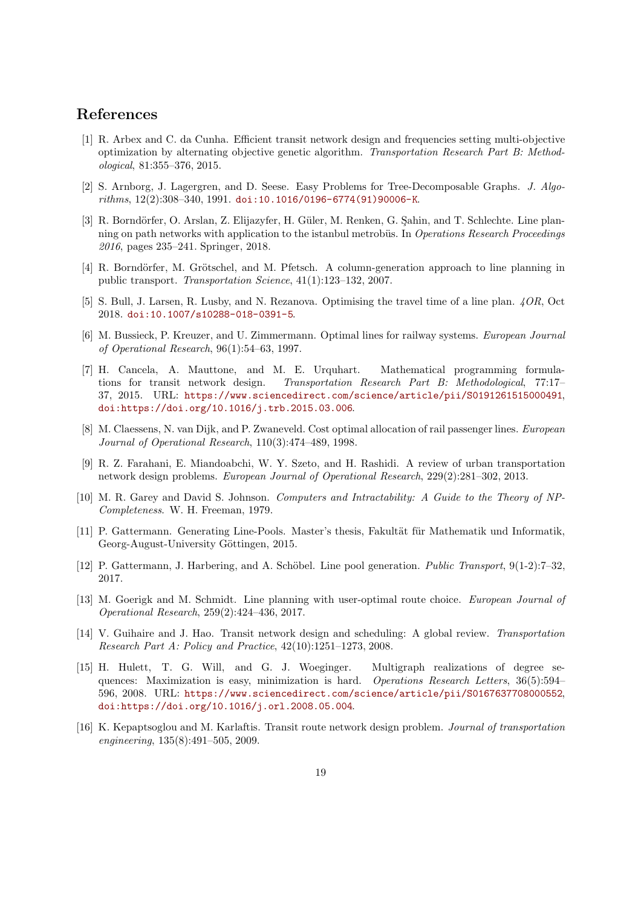# References

[1] R. Arbex and C. da Cunha. Efficient transit network design and frequencies setting multi-objective optimization by alternating objective genetic algorithm. *Transportation Research Part B: Methodological*, 81:355–376, 2015.

[2] S. Arnborg, J. Lagergren, and D. Seese. Easy Problems for Tree-Decomposable Graphs. *J. Algorithms*, 12(2):308–340, 1991. doi:10.1016/0196-6774(91)90006-K.

[3] R. Borndörfer, O. Arslan, Z. Elijazyfer, H. Güler, M. Renken, G. Şahin, and T. Schlechte. Line planning on path networks with application to the istanbul metrobüs. In *Operations Research Proceedings 2016*, pages 235–241. Springer, 2018.

[4] R. Borndörfer, M. Grötschel, and M. Pfetsch. A column-generation approach to line planning in public transport. *Transportation Science*, 41(1):123–132, 2007.

[5] S. Bull, J. Larsen, R. Lusby, and N. Rezanova. Optimising the travel time of a line plan. *4OR*, Oct 2018. doi:10.1007/s10288-018-0391-5.

[6] M. Bussieck, P. Kreuzer, and U. Zimmermann. Optimal lines for railway systems. *European Journal of Operational Research*, 96(1):54–63, 1997.

[7] H. Cancela, A. Mauttone, and M. E. Urquhart. Mathematical programming formulations for transit network design. *Transportation Research Part B: Methodological*, 77:17–37, 2015. URL: https://www.sciencedirect.com/science/article/pii/S0191261515000491, doi:https://doi.org/10.1016/j.trb.2015.03.006.

[8] M. Claessens, N. van Dijk, and P. Zwaneveld. Cost optimal allocation of rail passenger lines. *European Journal of Operational Research*, 110(3):474–489, 1998.

[9] R. Z. Farahani, E. Miandoabchi, W. Y. Szeto, and H. Rashidi. A review of urban transportation network design problems. *European Journal of Operational Research*, 229(2):281–302, 2013.

[10] M. R. Garey and David S. Johnson. *Computers and Intractability: A Guide to the Theory of NP-Completeness*. W. H. Freeman, 1979.

[11] P. Gattermann. Generating Line-Pools. Master's thesis, Fakultät für Mathematik und Informatik, Georg-August-University Göttingen, 2015.

[12] P. Gattermann, J. Harbering, and A. Schöbel. Line pool generation. *Public Transport*, 9(1-2):7–32, 2017.

[13] M. Goerigk and M. Schmidt. Line planning with user-optimal route choice. *European Journal of Operational Research*, 259(2):424–436, 2017.

[14] V. Guihaire and J. Hao. Transit network design and scheduling: A global review. *Transportation Research Part A: Policy and Practice*, 42(10):1251–1273, 2008.

[15] H. Hulett, T. G. Will, and G. J. Woeginger. Multigraph realizations of degree sequences: Maximization is easy, minimization is hard. *Operations Research Letters*, 36(5):594–596, 2008. URL: https://www.sciencedirect.com/science/article/pii/S0167637708000552, doi:https://doi.org/10.1016/j.orl.2008.05.004.

[16] K. Kepaptsoglou and M. Karlaftis. Transit route network design problem. *Journal of transportation engineering*, 135(8):491–505, 2009.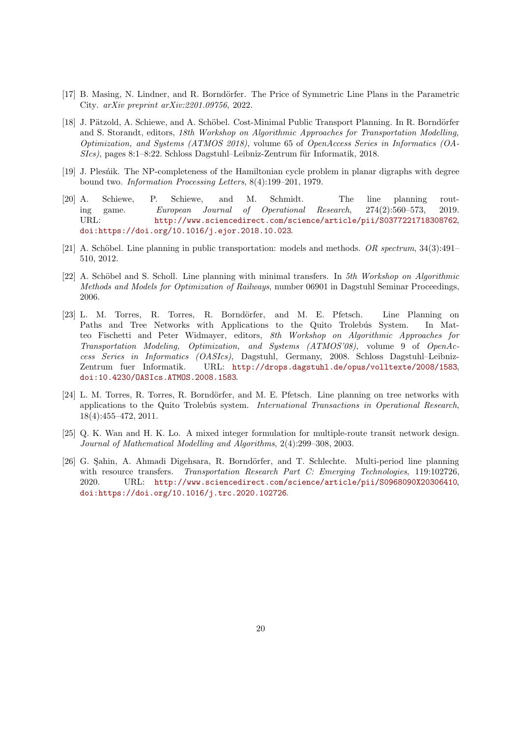[17] B. Masing, N. Lindner, and R. Borndörfer. The Price of Symmetric Line Plans in the Parametric City. *arXiv preprint arXiv:2201.09756*, 2022.

[18] J. Pätzold, A. Schiewe, and A. Schöbel. Cost-Minimal Public Transport Planning. In R. Borndörfer and S. Storandt, editors, *18th Workshop on Algorithmic Approaches for Transportation Modelling, Optimization, and Systems (ATMOS 2018)*, volume 65 of *OpenAccess Series in Informatics (OASIcs)*, pages 8:1–8:22. Schloss Dagstuhl–Leibniz-Zentrum für Informatik, 2018.

[19] J. Plesńik. The NP-completeness of the Hamiltonian cycle problem in planar digraphs with degree bound two. *Information Processing Letters*, 8(4):199–201, 1979.

[20] A. Schiewe, P. Schiewe, and M. Schmidt. The line planning routing game. *European Journal of Operational Research*, 274(2):560–573, 2019. URL: http://www.sciencedirect.com/science/article/pii/S0377221718308762, doi:https://doi.org/10.1016/j.ejor.2018.10.023.

[21] A. Schöbel. Line planning in public transportation: models and methods. *OR spectrum*, 34(3):491–510, 2012.

[22] A. Schöbel and S. Scholl. Line planning with minimal transfers. In *5th Workshop on Algorithmic Methods and Models for Optimization of Railways*, number 06901 in Dagstuhl Seminar Proceedings, 2006.

[23] L. M. Torres, R. Torres, R. Borndörfer, and M. E. Pfetsch. Line Planning on Paths and Tree Networks with Applications to the Quito Trolebús System. In Matteo Fischetti and Peter Widmayer, editors, *8th Workshop on Algorithmic Approaches for Transportation Modeling, Optimization, and Systems (ATMOS'08)*, volume 9 of *OpenAccess Series in Informatics (OASIcs)*, Dagstuhl, Germany, 2008. Schloss Dagstuhl–Leibniz-Zentrum fuer Informatik. URL: http://drops.dagstuhl.de/opus/volltexte/2008/1583, doi:10.4230/OASIcs.ATMOS.2008.1583.

[24] L. M. Torres, R. Torres, R. Borndörfer, and M. E. Pfetsch. Line planning on tree networks with applications to the Quito Trolebús system. *International Transactions in Operational Research*, 18(4):455–472, 2011.

[25] Q. K. Wan and H. K. Lo. A mixed integer formulation for multiple-route transit network design. *Journal of Mathematical Modelling and Algorithms*, 2(4):299–308, 2003.

[26] G. Şahin, A. Ahmadi Digehsara, R. Borndörfer, and T. Schlechte. Multi-period line planning with resource transfers. *Transportation Research Part C: Emerging Technologies*, 119:102726, 2020. URL: http://www.sciencedirect.com/science/article/pii/S0968090X20306410, doi:https://doi.org/10.1016/j.trc.2020.102726.